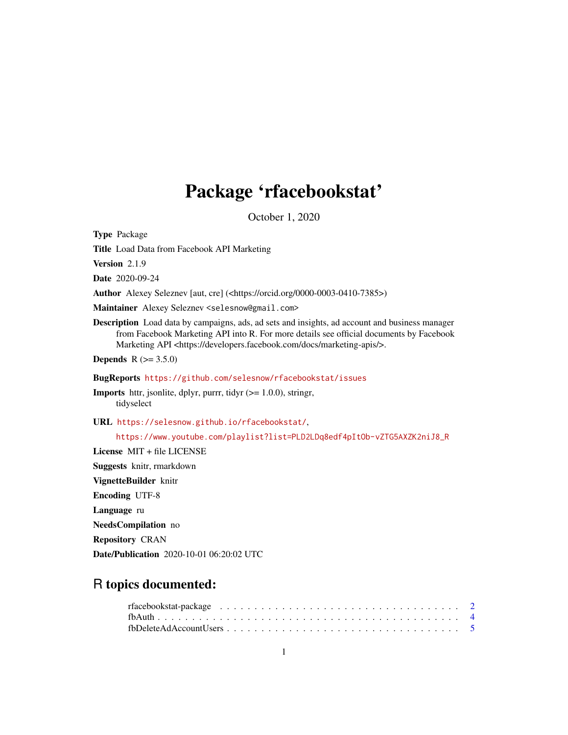# Package 'rfacebookstat'

October 1, 2020

**Type** Package

**Title** Load Data from Facebook API Marketing

**Version** 2.1.9

**Date** 2020-09-24

**Author** Alexey Seleznev [aut, cre] (<https://orcid.org/0000-0003-0410-7385>)

**Maintainer** Alexey Seleznev <selesnow@gmail.com>

**Description** Load data by campaigns, ads, ad sets and insights, ad account and business manager from Facebook Marketing API into R. For more details see official documents by Facebook Marketing API <https://developers.facebook.com/docs/marketing-apis/>.

**Depends** R (>= 3.5.0)

**BugReports** https://github.com/selesnow/rfacebookstat/issues

**Imports** httr, jsonlite, dplyr, purrr, tidyr (>= 1.0.0), stringr, tidyselect

**URL** https://selesnow.github.io/rfacebookstat/, https://www.youtube.com/playlist?list=PLD2LDq8edf4pItOb-vZTG5AXZK2niJ8_R

**License** MIT + file LICENSE

**Suggests** knitr, rmarkdown

**VignetteBuilder** knitr

**Encoding** UTF-8

**Language** ru

**NeedsCompilation** no

**Repository** CRAN

**Date/Publication** 2020-10-01 06:20:02 UTC

## R topics documented:

- rfacebookstat-package . . . . . . . . . . . . . . . . . . . . . . . . . . . . . . . . . . 2
- fbAuth . . . . . . . . . . . . . . . . . . . . . . . . . . . . . . . . . . . . . . . . . . 4
- fbDeleteAdAccountUsers . . . . . . . . . . . . . . . . . . . . . . . . . . . . . . . . 5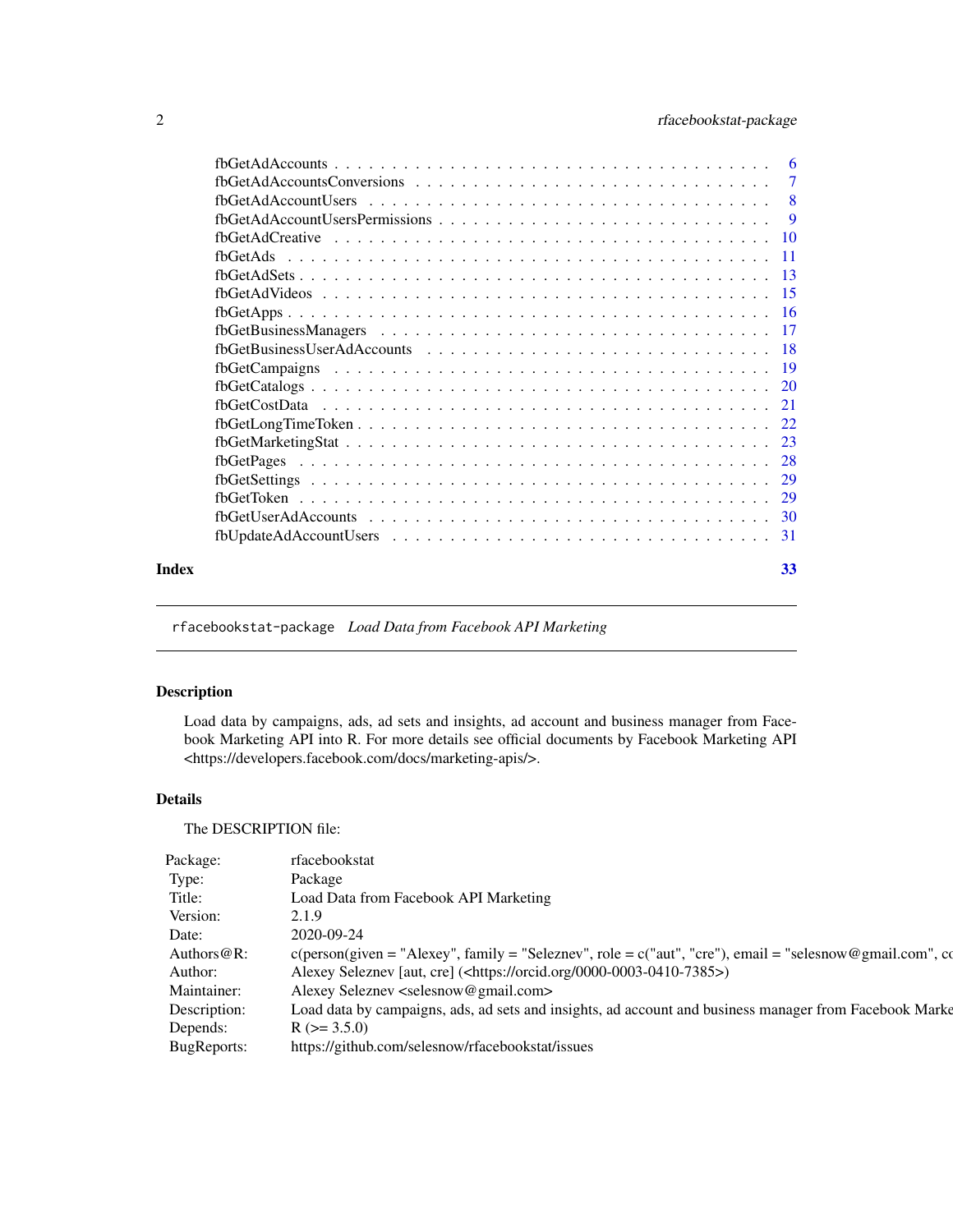fbGetAdAccounts . . . . . . . . . . . . . . . . . . . . . . . . . . . . . . . . . . . . . . 6
fbGetAdAccountsConversions . . . . . . . . . . . . . . . . . . . . . . . . . . . . . . . . 7
fbGetAdAccountUsers . . . . . . . . . . . . . . . . . . . . . . . . . . . . . . . . . . . . 8
fbGetAdAccountUsersPermissions . . . . . . . . . . . . . . . . . . . . . . . . . . . . . . 9
fbGetAdCreative . . . . . . . . . . . . . . . . . . . . . . . . . . . . . . . . . . . . . . 10
fbGetAds . . . . . . . . . . . . . . . . . . . . . . . . . . . . . . . . . . . . . . . . . . 11
fbGetAdSets . . . . . . . . . . . . . . . . . . . . . . . . . . . . . . . . . . . . . . . . 13
fbGetAdVideos . . . . . . . . . . . . . . . . . . . . . . . . . . . . . . . . . . . . . . . 15
fbGetApps . . . . . . . . . . . . . . . . . . . . . . . . . . . . . . . . . . . . . . . . . 16
fbGetBusinessManagers . . . . . . . . . . . . . . . . . . . . . . . . . . . . . . . . . . . 17
fbGetBusinessUserAdAccounts . . . . . . . . . . . . . . . . . . . . . . . . . . . . . . . 18
fbGetCampaigns . . . . . . . . . . . . . . . . . . . . . . . . . . . . . . . . . . . . . . 19
fbGetCatalogs . . . . . . . . . . . . . . . . . . . . . . . . . . . . . . . . . . . . . . . 20
fbGetCostData . . . . . . . . . . . . . . . . . . . . . . . . . . . . . . . . . . . . . . . 21
fbGetLongTimeToken . . . . . . . . . . . . . . . . . . . . . . . . . . . . . . . . . . . . 22
fbGetMarketingStat . . . . . . . . . . . . . . . . . . . . . . . . . . . . . . . . . . . . . 23
fbGetPages . . . . . . . . . . . . . . . . . . . . . . . . . . . . . . . . . . . . . . . . . 28
fbGetSettings . . . . . . . . . . . . . . . . . . . . . . . . . . . . . . . . . . . . . . . . 29
fbGetToken . . . . . . . . . . . . . . . . . . . . . . . . . . . . . . . . . . . . . . . . . 29
fbGetUserAdAccounts . . . . . . . . . . . . . . . . . . . . . . . . . . . . . . . . . . . . 30
fbUpdateAdAccountUsers . . . . . . . . . . . . . . . . . . . . . . . . . . . . . . . . . . 31

**Index** **33**

---

`rfacebookstat-package` *Load Data from Facebook API Marketing*

---

## Description

Load data by campaigns, ads, ad sets and insights, ad account and business manager from Facebook Marketing API into R. For more details see official documents by Facebook Marketing API <https://developers.facebook.com/docs/marketing-apis/>.

## Details

The DESCRIPTION file:

| | |
|---|---|
| Package: | rfacebookstat |
| Type: | Package |
| Title: | Load Data from Facebook API Marketing |
| Version: | 2.1.9 |
| Date: | 2020-09-24 |
| Authors@R: | c(person(given = "Alexey", family = "Seleznev", role = c("aut", "cre"), email = "selesnow@gmail.com", co |
| Author: | Alexey Seleznev [aut, cre] (<https://orcid.org/0000-0003-0410-7385>) |
| Maintainer: | Alexey Seleznev <selesnow@gmail.com> |
| Description: | Load data by campaigns, ads, ad sets and insights, ad account and business manager from Facebook Marke |
| Depends: | R (>= 3.5.0) |
| BugReports: | https://github.com/selesnow/rfacebookstat/issues |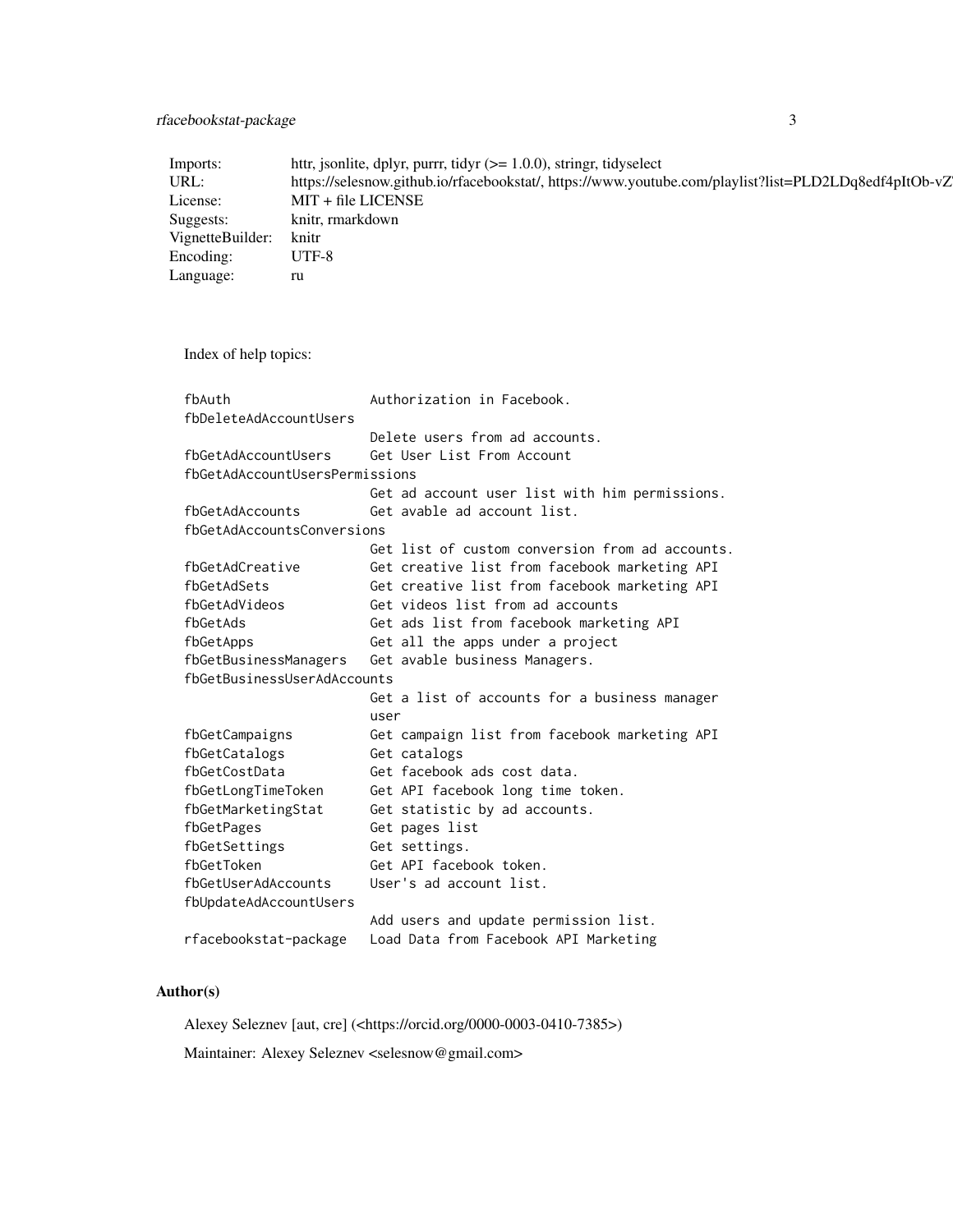| | |
|---|---|
| Imports: | httr, jsonlite, dplyr, purrr, tidyr (>= 1.0.0), stringr, tidyselect |
| URL: | https://selesnow.github.io/rfacebookstat/, https://www.youtube.com/playlist?list=PLD2LDq8edf4pItOb-vZ |
| License: | MIT + file LICENSE |
| Suggests: | knitr, rmarkdown |
| VignetteBuilder: | knitr |
| Encoding: | UTF-8 |
| Language: | ru |

Index of help topics:

```
fbAuth                  Authorization in Facebook.
fbDeleteAdAccountUsers
                        Delete users from ad accounts.
fbGetAdAccountUsers     Get User List From Account
fbGetAdAccountUsersPermissions
                        Get ad account user list with him permissions.
fbGetAdAccounts         Get avable ad account list.
fbGetAdAccountsConversions
                        Get list of custom conversion from ad accounts.
fbGetAdCreative         Get creative list from facebook marketing API
fbGetAdSets             Get creative list from facebook marketing API
fbGetAdVideos           Get videos list from ad accounts
fbGetAds                Get ads list from facebook marketing API
fbGetApps               Get all the apps under a project
fbGetBusinessManagers   Get avable business Managers.
fbGetBusinessUserAdAccounts
                        Get a list of accounts for a business manager
                        user
fbGetCampaigns          Get campaign list from facebook marketing API
fbGetCatalogs           Get catalogs
fbGetCostData           Get facebook ads cost data.
fbGetLongTimeToken      Get API facebook long time token.
fbGetMarketingStat      Get statistic by ad accounts.
fbGetPages              Get pages list
fbGetSettings           Get settings.
fbGetToken              Get API facebook token.
fbGetUserAdAccounts     User's ad account list.
fbUpdateAdAccountUsers
                        Add users and update permission list.
rfacebookstat-package   Load Data from Facebook API Marketing
```

## Author(s)

Alexey Seleznev [aut, cre] (<https://orcid.org/0000-0003-0410-7385>)

Maintainer: Alexey Seleznev <selesnow@gmail.com>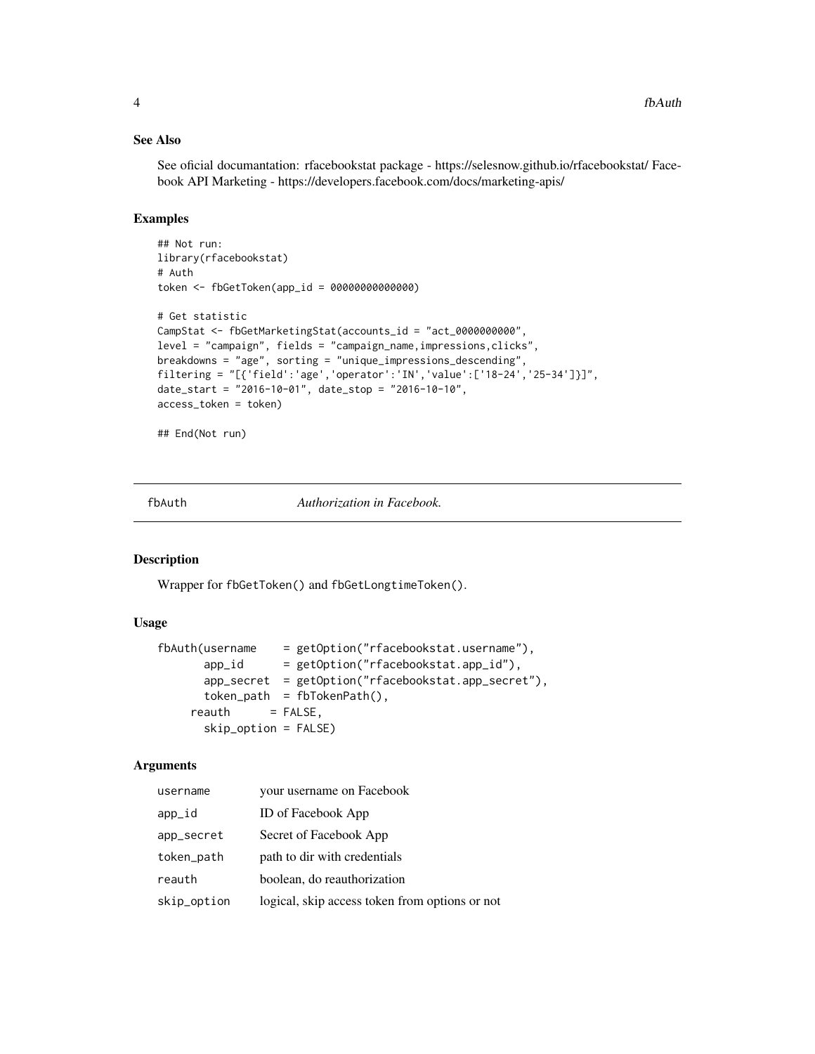### See Also

See oficial documantation: rfacebookstat package - https://selesnow.github.io/rfacebookstat/ Facebook API Marketing - https://developers.facebook.com/docs/marketing-apis/

### Examples

```
## Not run:
library(rfacebookstat)
# Auth
token <- fbGetToken(app_id = 00000000000000)

# Get statistic
CampStat <- fbGetMarketingStat(accounts_id = "act_0000000000",
level = "campaign", fields = "campaign_name,impressions,clicks",
breakdowns = "age", sorting = "unique_impressions_descending",
filtering = "[{'field':'age','operator':'IN','value':['18-24','25-34']}]",
date_start = "2016-10-01", date_stop = "2016-10-10",
access_token = token)

## End(Not run)
```

## fbAuth *Authorization in Facebook.*

### Description

Wrapper for fbGetToken() and fbGetLongtimeToken().

### Usage

```
fbAuth(username    = getOption("rfacebookstat.username"),
       app_id      = getOption("rfacebookstat.app_id"),
       app_secret  = getOption("rfacebookstat.app_secret"),
       token_path  = fbTokenPath(),
     reauth      = FALSE,
       skip_option = FALSE)
```

### Arguments

| | |
|---|---|
| username | your username on Facebook |
| app_id | ID of Facebook App |
| app_secret | Secret of Facebook App |
| token_path | path to dir with credentials |
| reauth | boolean, do reauthorization |
| skip_option | logical, skip access token from options or not |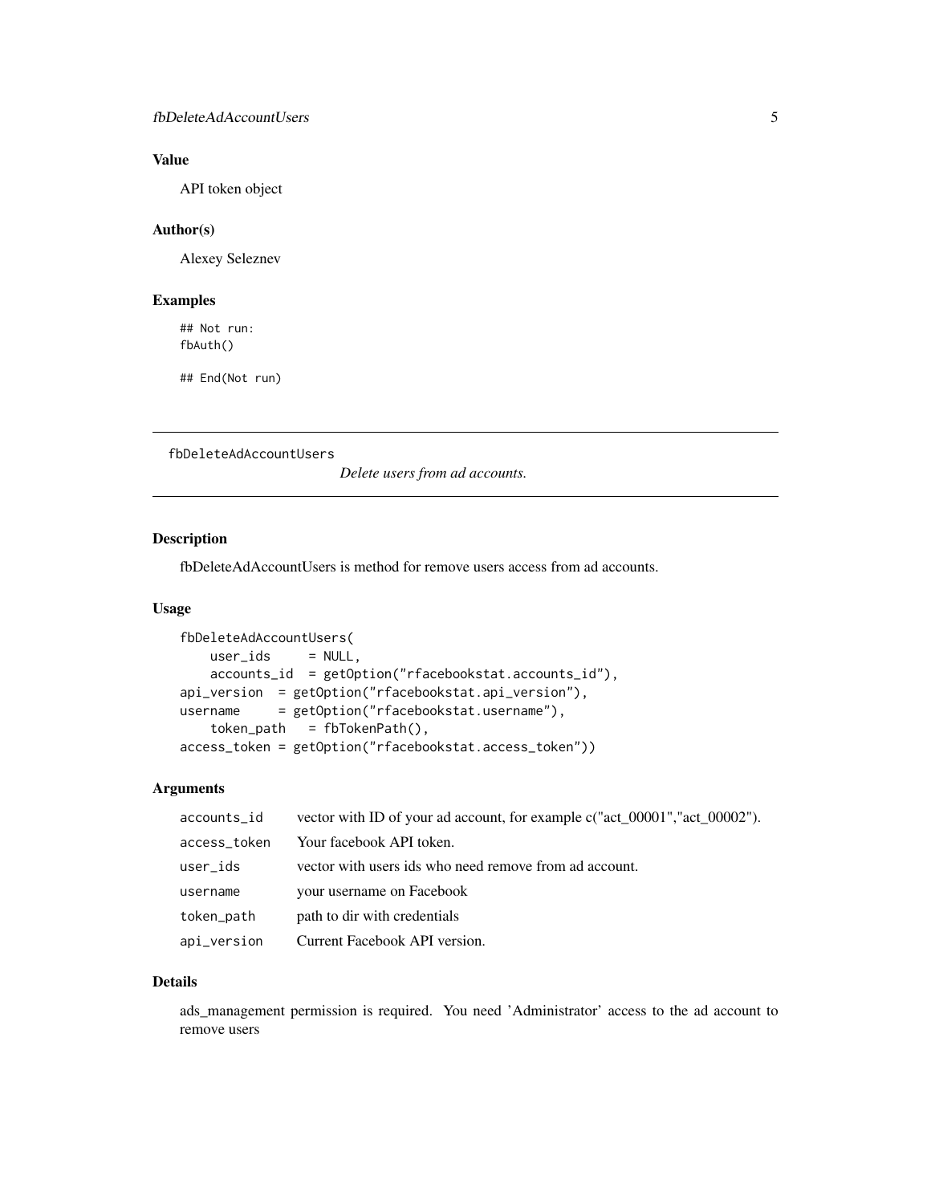## Value

API token object

## Author(s)

Alexey Seleznev

## Examples

```
## Not run:
fbAuth()

## End(Not run)
```

---

# fbDeleteAdAccountUsers

*Delete users from ad accounts.*

---

## Description

fbDeleteAdAccountUsers is method for remove users access from ad accounts.

## Usage

```
fbDeleteAdAccountUsers(
    user_ids     = NULL,
    accounts_id  = getOption("rfacebookstat.accounts_id"),
api_version  = getOption("rfacebookstat.api_version"),
username     = getOption("rfacebookstat.username"),
    token_path   = fbTokenPath(),
access_token = getOption("rfacebookstat.access_token"))
```

## Arguments

| | |
|---|---|
| `accounts_id` | vector with ID of your ad account, for example c("act_00001","act_00002"). |
| `access_token` | Your facebook API token. |
| `user_ids` | vector with users ids who need remove from ad account. |
| `username` | your username on Facebook |
| `token_path` | path to dir with credentials |
| `api_version` | Current Facebook API version. |

## Details

ads_management permission is required. You need 'Administrator' access to the ad account to remove users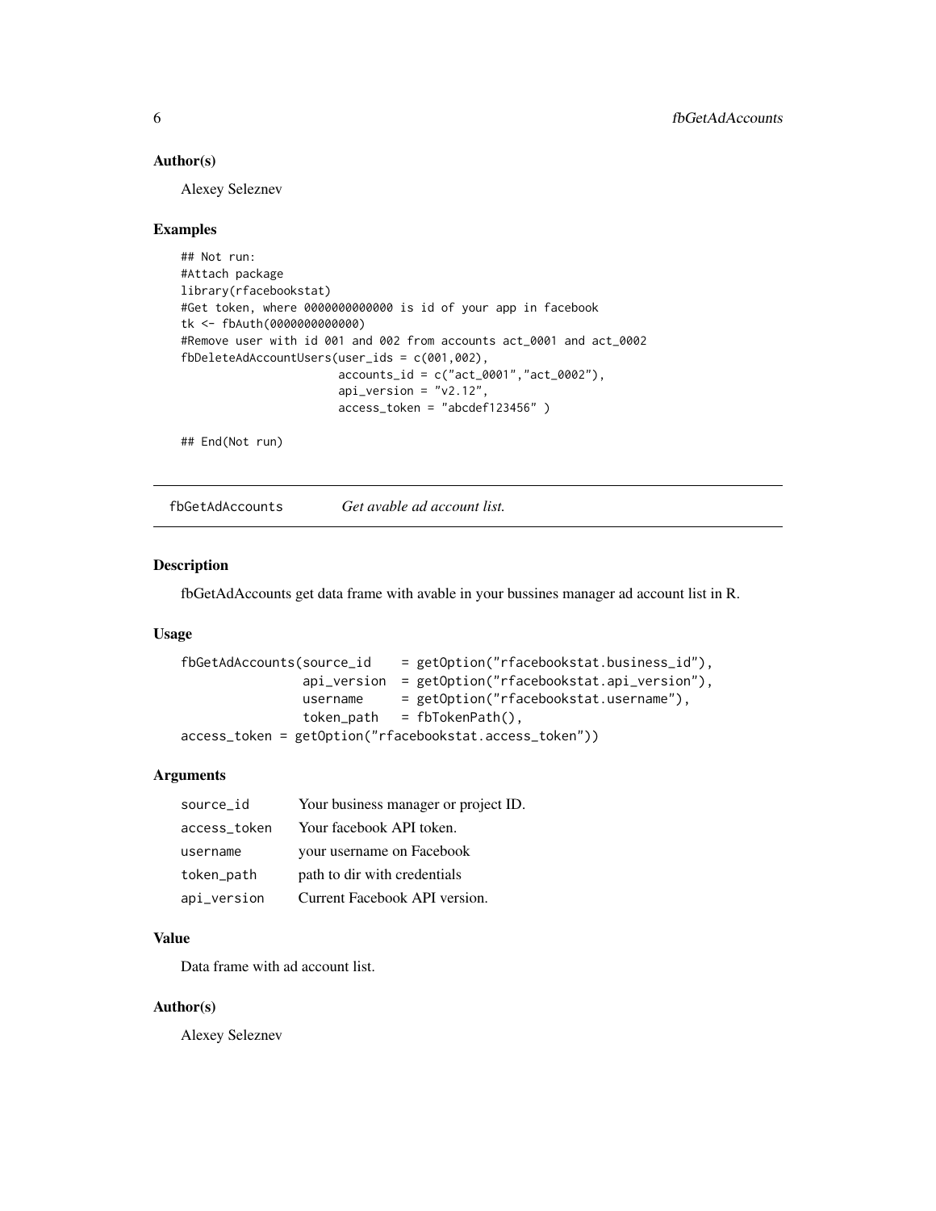### Author(s)

Alexey Seleznev

### Examples

```
## Not run:
#Attach package
library(rfacebookstat)
#Get token, where 0000000000000 is id of your app in facebook
tk <- fbAuth(0000000000000)
#Remove user with id 001 and 002 from accounts act_0001 and act_0002
fbDeleteAdAccountUsers(user_ids = c(001,002),
                       accounts_id = c("act_0001","act_0002"),
                       api_version = "v2.12",
                       access_token = "abcdef123456" )

## End(Not run)
```

---

## fbGetAdAccounts    *Get avable ad account list.*

---

### Description

fbGetAdAccounts get data frame with avable in your bussines manager ad account list in R.

### Usage

```
fbGetAdAccounts(source_id    = getOption("rfacebookstat.business_id"),
                api_version  = getOption("rfacebookstat.api_version"),
                username     = getOption("rfacebookstat.username"),
                token_path   = fbTokenPath(),
access_token = getOption("rfacebookstat.access_token"))
```

### Arguments

| | |
|---|---|
| source_id | Your business manager or project ID. |
| access_token | Your facebook API token. |
| username | your username on Facebook |
| token_path | path to dir with credentials |
| api_version | Current Facebook API version. |

### Value

Data frame with ad account list.

### Author(s)

Alexey Seleznev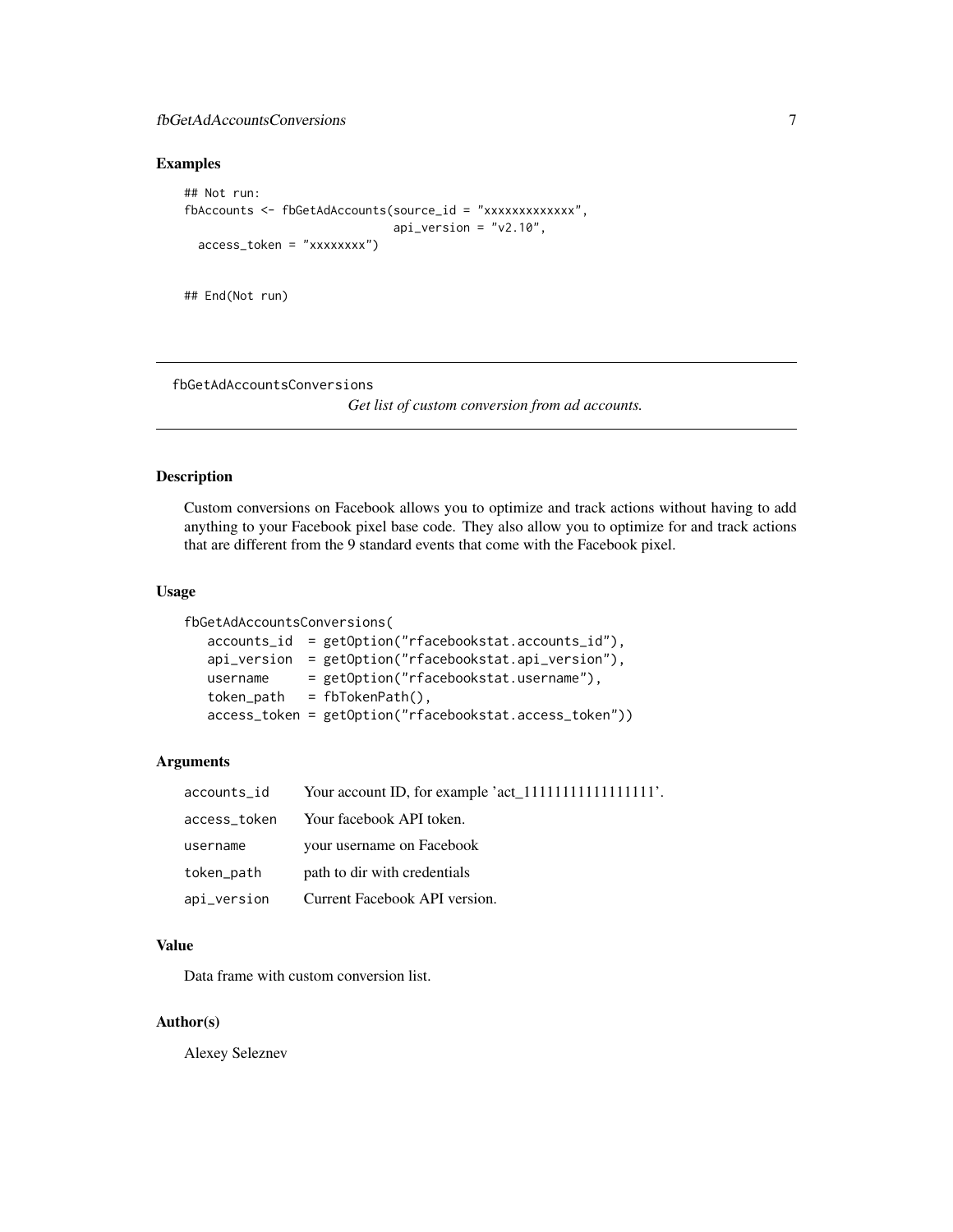### Examples

```
## Not run:
fbAccounts <- fbGetAdAccounts(source_id = "xxxxxxxxxxxxx",
                              api_version = "v2.10",
  access_token = "xxxxxxxx")


## End(Not run)
```

---

## fbGetAdAccountsConversions

*Get list of custom conversion from ad accounts.*

---

### Description

Custom conversions on Facebook allows you to optimize and track actions without having to add anything to your Facebook pixel base code. They also allow you to optimize for and track actions that are different from the 9 standard events that come with the Facebook pixel.

### Usage

```
fbGetAdAccountsConversions(
   accounts_id  = getOption("rfacebookstat.accounts_id"),
   api_version  = getOption("rfacebookstat.api_version"),
   username     = getOption("rfacebookstat.username"),
   token_path   = fbTokenPath(),
   access_token = getOption("rfacebookstat.access_token"))
```

### Arguments

| | |
|---|---|
| `accounts_id` | Your account ID, for example 'act_1111111111111111'. |
| `access_token` | Your facebook API token. |
| `username` | your username on Facebook |
| `token_path` | path to dir with credentials |
| `api_version` | Current Facebook API version. |

### Value

Data frame with custom conversion list.

### Author(s)

Alexey Seleznev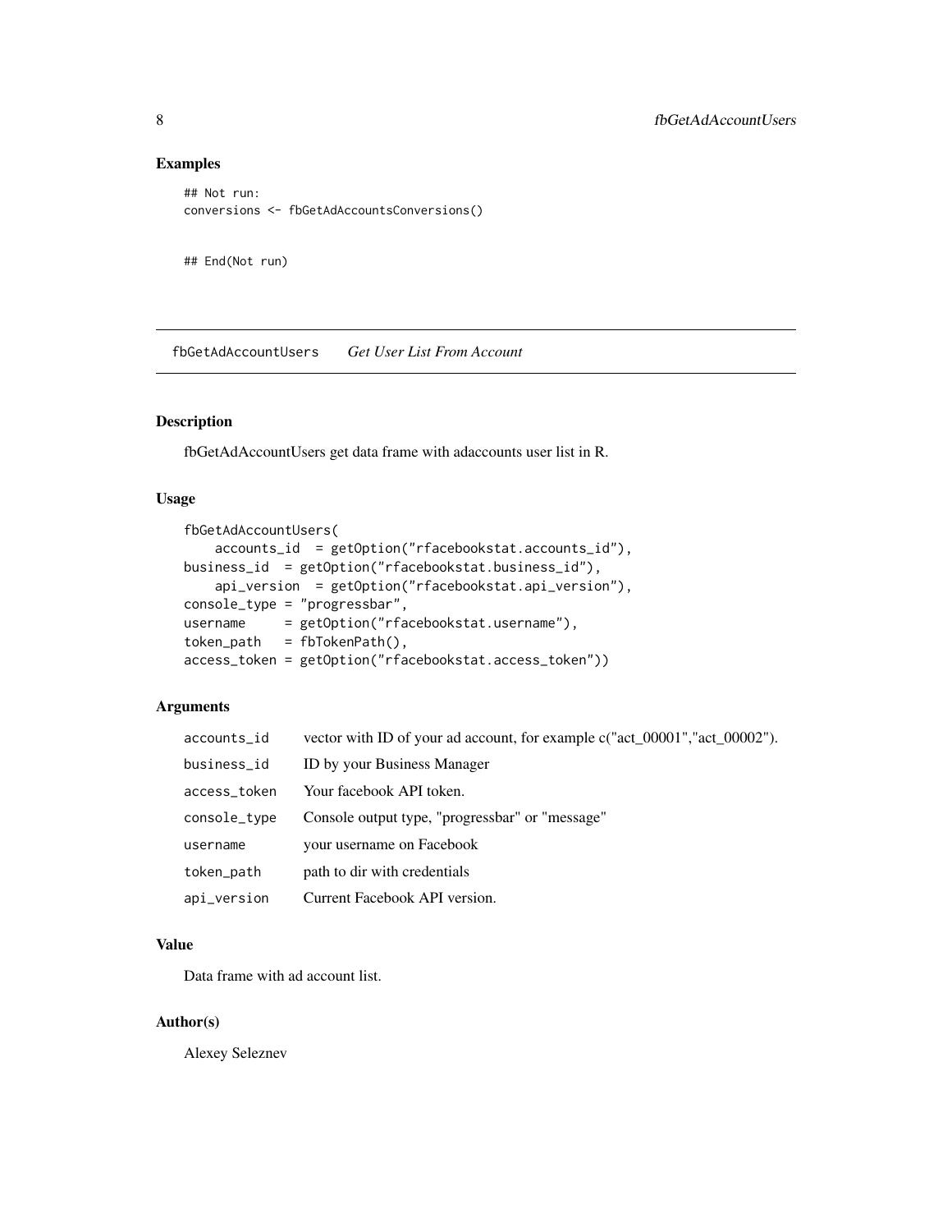### Examples

```
## Not run:
conversions <- fbGetAdAccountsConversions()


## End(Not run)
```

---

## fbGetAdAccountUsers    *Get User List From Account*

---

### Description

fbGetAdAccountUsers get data frame with adaccounts user list in R.

### Usage

```
fbGetAdAccountUsers(
    accounts_id  = getOption("rfacebookstat.accounts_id"),
business_id  = getOption("rfacebookstat.business_id"),
    api_version  = getOption("rfacebookstat.api_version"),
console_type = "progressbar",
username     = getOption("rfacebookstat.username"),
token_path   = fbTokenPath(),
access_token = getOption("rfacebookstat.access_token"))
```

### Arguments

| | |
|---|---|
| accounts_id | vector with ID of your ad account, for example c("act_00001","act_00002"). |
| business_id | ID by your Business Manager |
| access_token | Your facebook API token. |
| console_type | Console output type, "progressbar" or "message" |
| username | your username on Facebook |
| token_path | path to dir with credentials |
| api_version | Current Facebook API version. |

### Value

Data frame with ad account list.

### Author(s)

Alexey Seleznev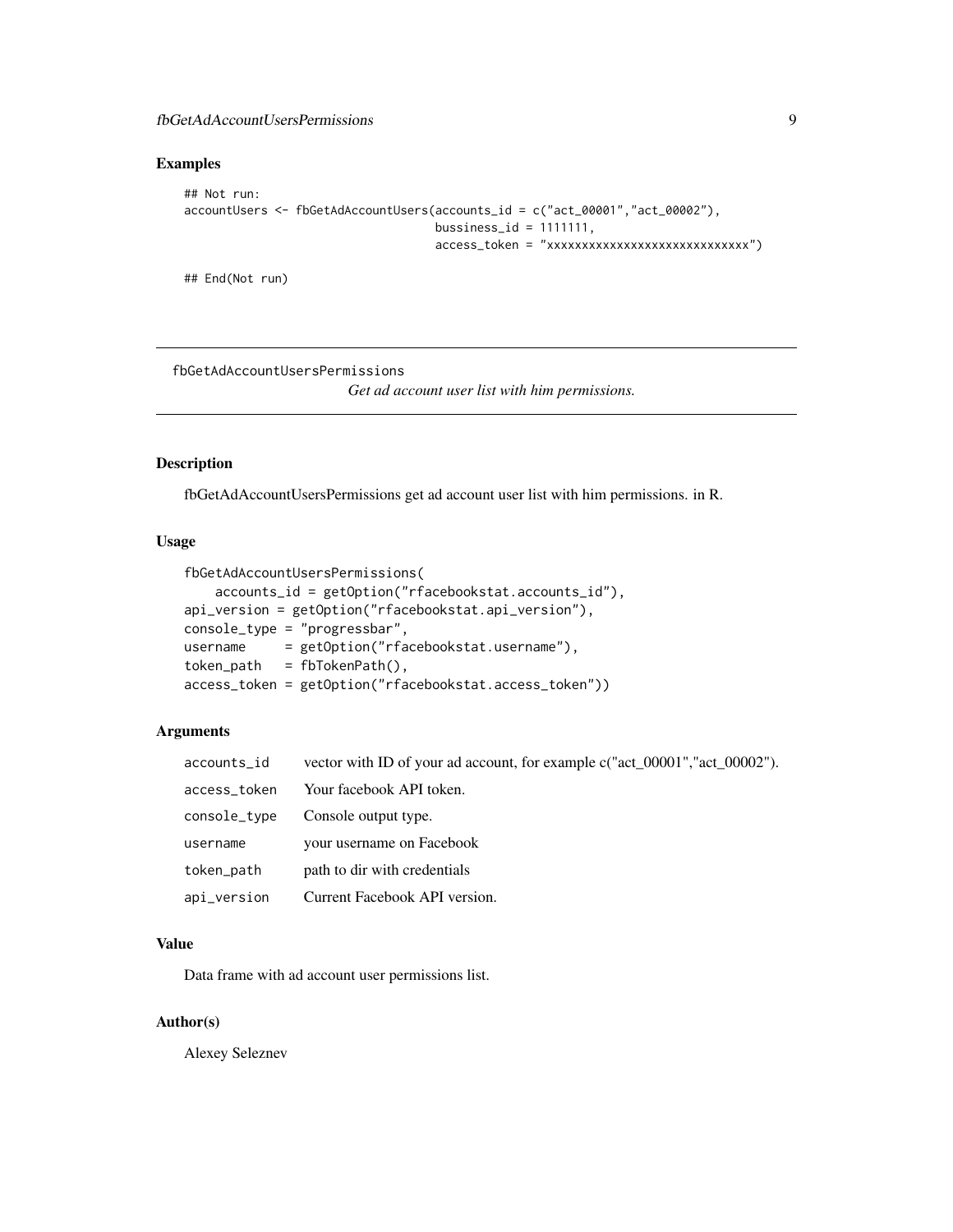### Examples

```
## Not run:
accountUsers <- fbGetAdAccountUsers(accounts_id = c("act_00001","act_00002"),
                                    bussiness_id = 1111111,
                                    access_token = "xxxxxxxxxxxxxxxxxxxxxxxxxxxx")

## End(Not run)
```

---

## fbGetAdAccountUsersPermissions

*Get ad account user list with him permissions.*

---

### Description

fbGetAdAccountUsersPermissions get ad account user list with him permissions. in R.

### Usage

```
fbGetAdAccountUsersPermissions(
    accounts_id = getOption("rfacebookstat.accounts_id"),
api_version = getOption("rfacebookstat.api_version"),
console_type = "progressbar",
username     = getOption("rfacebookstat.username"),
token_path   = fbTokenPath(),
access_token = getOption("rfacebookstat.access_token"))
```

### Arguments

| | |
|---|---|
| accounts_id | vector with ID of your ad account, for example c("act_00001","act_00002"). |
| access_token | Your facebook API token. |
| console_type | Console output type. |
| username | your username on Facebook |
| token_path | path to dir with credentials |
| api_version | Current Facebook API version. |

### Value

Data frame with ad account user permissions list.

### Author(s)

Alexey Seleznev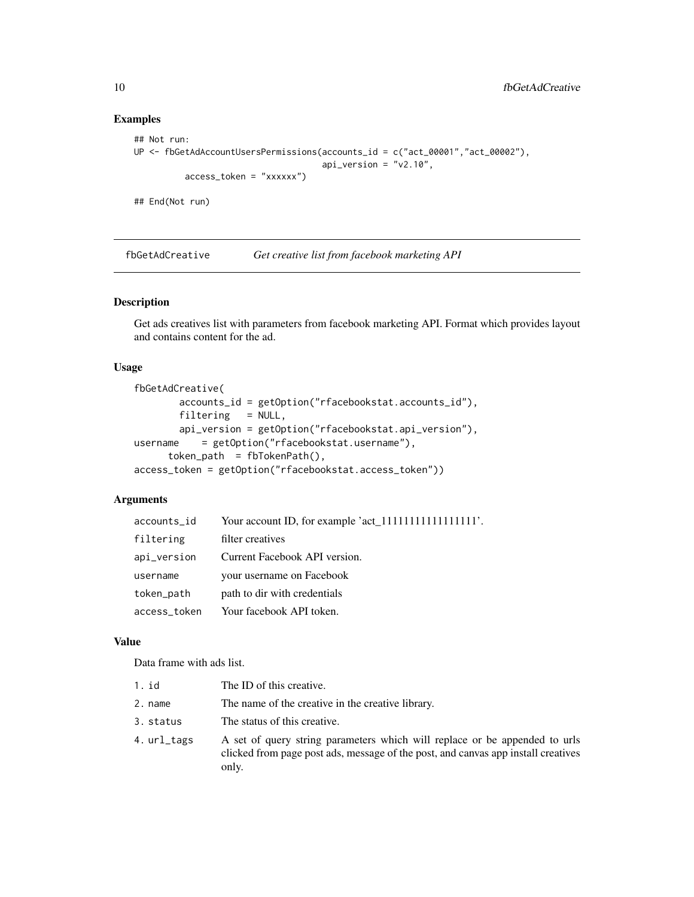## Examples

```
## Not run:
UP <- fbGetAdAccountUsersPermissions(accounts_id = c("act_00001","act_00002"),
                                      api_version = "v2.10",
          access_token = "xxxxxx")

## End(Not run)
```

# fbGetAdCreative    *Get creative list from facebook marketing API*

## Description

Get ads creatives list with parameters from facebook marketing API. Format which provides layout and contains content for the ad.

## Usage

```
fbGetAdCreative(
        accounts_id = getOption("rfacebookstat.accounts_id"),
        filtering   = NULL,
        api_version = getOption("rfacebookstat.api_version"),
username    = getOption("rfacebookstat.username"),
      token_path  = fbTokenPath(),
access_token = getOption("rfacebookstat.access_token"))
```

## Arguments

| | |
|---|---|
| accounts_id | Your account ID, for example 'act_1111111111111111'. |
| filtering | filter creatives |
| api_version | Current Facebook API version. |
| username | your username on Facebook |
| token_path | path to dir with credentials |
| access_token | Your facebook API token. |

## Value

Data frame with ads list.

| | |
|---|---|
| 1. id | The ID of this creative. |
| 2. name | The name of the creative in the creative library. |
| 3. status | The status of this creative. |
| 4. url_tags | A set of query string parameters which will replace or be appended to urls clicked from page post ads, message of the post, and canvas app install creatives only. |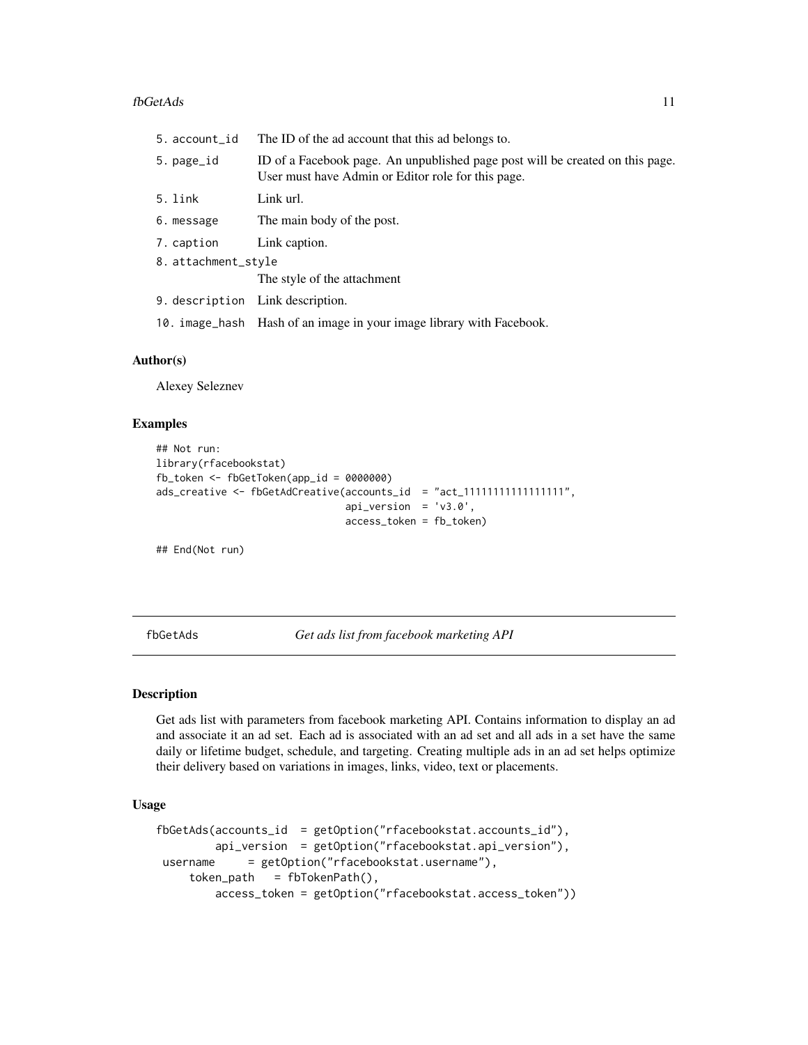5. account_id — The ID of the ad account that this ad belongs to.

5. page_id — ID of a Facebook page. An unpublished page post will be created on this page. User must have Admin or Editor role for this page.

5. link — Link url.

6. message — The main body of the post.

7. caption — Link caption.

8. attachment_style — The style of the attachment

9. description — Link description.

10. image_hash — Hash of an image in your image library with Facebook.

### Author(s)

Alexey Seleznev

### Examples

```
## Not run:
library(rfacebookstat)
fb_token <- fbGetToken(app_id = 0000000)
ads_creative <- fbGetAdCreative(accounts_id  = "act_11111111111111111",
                                api_version  = 'v3.0',
                                access_token = fb_token)

## End(Not run)
```

## fbGetAds — *Get ads list from facebook marketing API*

### Description

Get ads list with parameters from facebook marketing API. Contains information to display an ad and associate it an ad set. Each ad is associated with an ad set and all ads in a set have the same daily or lifetime budget, schedule, and targeting. Creating multiple ads in an ad set helps optimize their delivery based on variations in images, links, video, text or placements.

### Usage

```
fbGetAds(accounts_id  = getOption("rfacebookstat.accounts_id"),
         api_version  = getOption("rfacebookstat.api_version"),
 username     = getOption("rfacebookstat.username"),
     token_path   = fbTokenPath(),
         access_token = getOption("rfacebookstat.access_token"))
```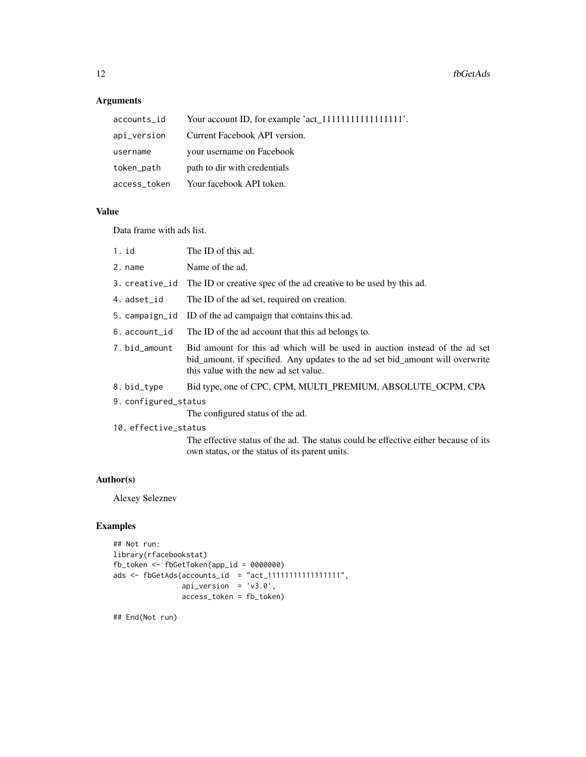## Arguments

| | |
|---|---|
| `accounts_id` | Your account ID, for example 'act_1111111111111111'. |
| `api_version` | Current Facebook API version. |
| `username` | your username on Facebook |
| `token_path` | path to dir with credentials |
| `access_token` | Your facebook API token. |

## Value

Data frame with ads list.

1. `id` The ID of this ad.
2. `name` Name of the ad.
3. `creative_id` The ID or creative spec of the ad creative to be used by this ad.
4. `adset_id` The ID of the ad set, required on creation.
5. `campaign_id` ID of the ad campaign that contains this ad.
6. `account_id` The ID of the ad account that this ad belongs to.
7. `bid_amount` Bid amount for this ad which will be used in auction instead of the ad set bid_amount, if specified. Any updates to the ad set bid_amount will overwrite this value with the new ad set value.
8. `bid_type` Bid type, one of CPC, CPM, MULTI_PREMIUM, ABSOLUTE_OCPM, CPA
9. `configured_status` The configured status of the ad.
10. `effective_status` The effective status of the ad. The status could be effective either because of its own status, or the status of its parent units.

## Author(s)

Alexey Seleznev

## Examples

```
## Not run:
library(rfacebookstat)
fb_token <- fbGetToken(app_id = 0000000)
ads <- fbGetAds(accounts_id  = "act_1111111111111111",
                api_version  = 'v3.0',
                access_token = fb_token)

## End(Not run)
```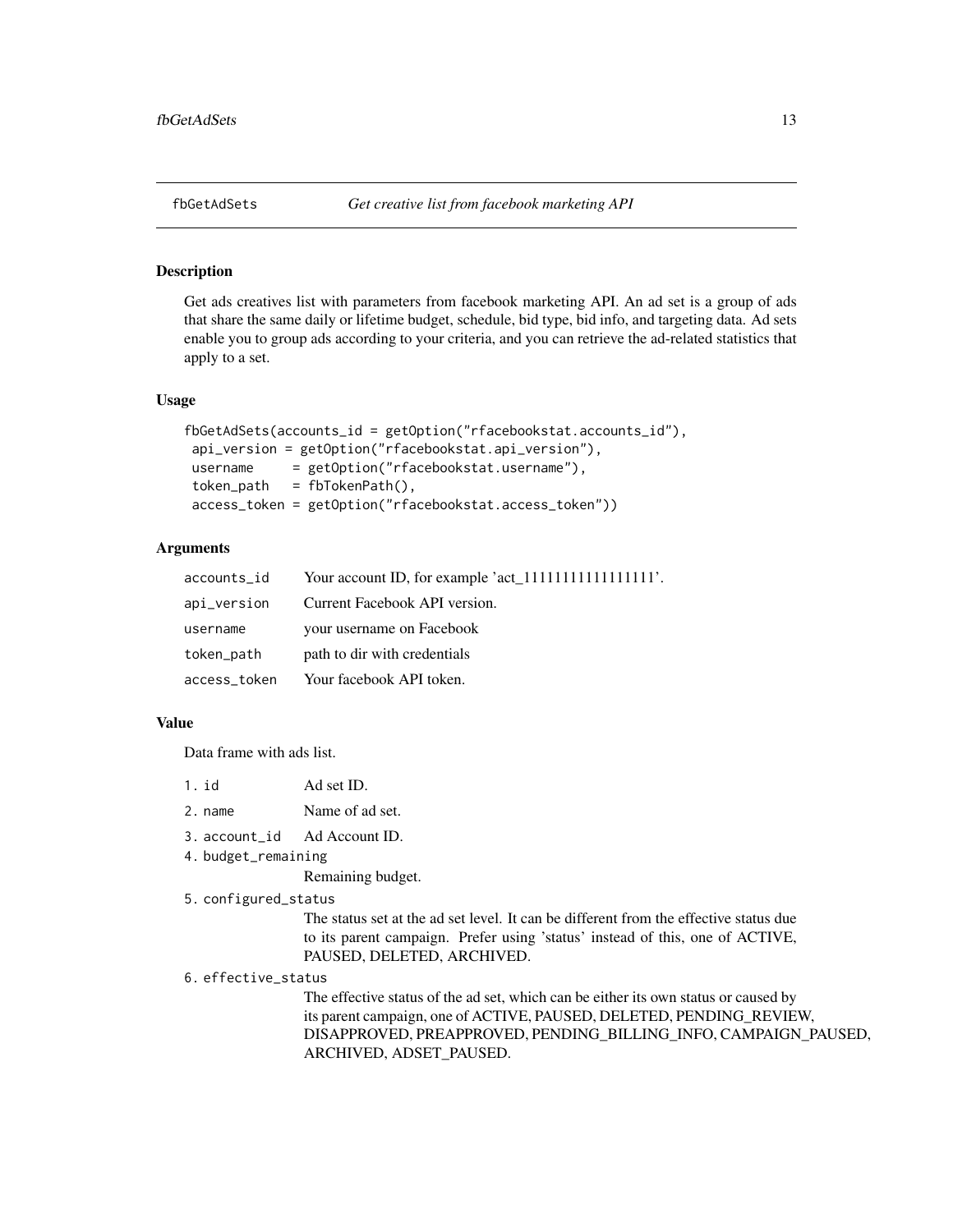## fbGetAdSets — *Get creative list from facebook marketing API*

### Description

Get ads creatives list with parameters from facebook marketing API. An ad set is a group of ads that share the same daily or lifetime budget, schedule, bid type, bid info, and targeting data. Ad sets enable you to group ads according to your criteria, and you can retrieve the ad-related statistics that apply to a set.

### Usage

```
fbGetAdSets(accounts_id = getOption("rfacebookstat.accounts_id"),
 api_version = getOption("rfacebookstat.api_version"),
 username     = getOption("rfacebookstat.username"),
 token_path   = fbTokenPath(),
 access_token = getOption("rfacebookstat.access_token"))
```

### Arguments

| | |
|---|---|
| `accounts_id` | Your account ID, for example 'act_1111111111111111'. |
| `api_version` | Current Facebook API version. |
| `username` | your username on Facebook |
| `token_path` | path to dir with credentials |
| `access_token` | Your facebook API token. |

### Value

Data frame with ads list.

1. `id` Ad set ID.
2. `name` Name of ad set.
3. `account_id` Ad Account ID.
4. `budget_remaining` Remaining budget.
5. `configured_status` The status set at the ad set level. It can be different from the effective status due to its parent campaign. Prefer using 'status' instead of this, one of ACTIVE, PAUSED, DELETED, ARCHIVED.
6. `effective_status` The effective status of the ad set, which can be either its own status or caused by its parent campaign, one of ACTIVE, PAUSED, DELETED, PENDING_REVIEW, DISAPPROVED, PREAPPROVED, PENDING_BILLING_INFO, CAMPAIGN_PAUSED, ARCHIVED, ADSET_PAUSED.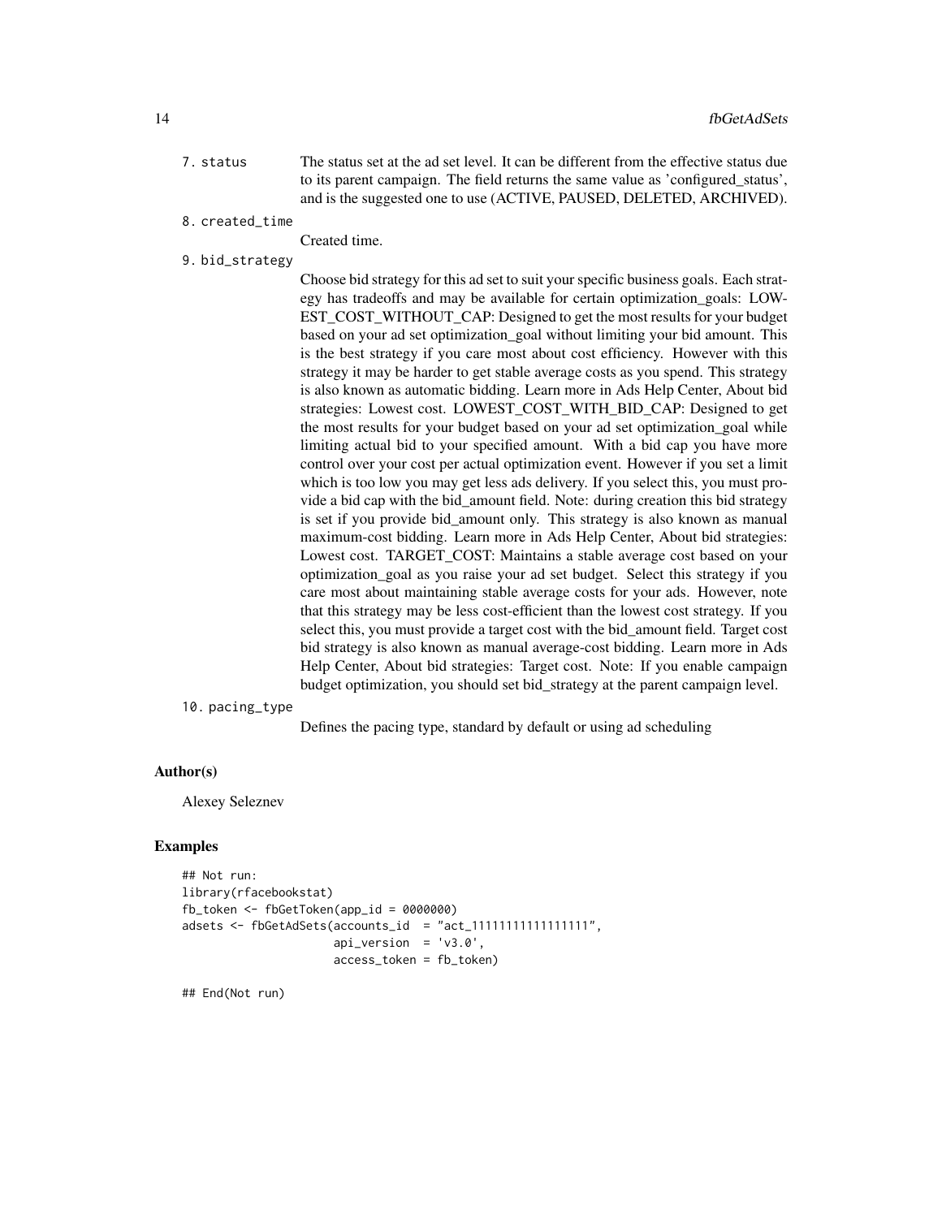7. status — The status set at the ad set level. It can be different from the effective status due to its parent campaign. The field returns the same value as 'configured_status', and is the suggested one to use (ACTIVE, PAUSED, DELETED, ARCHIVED).

8. created_time — Created time.

9. bid_strategy — Choose bid strategy for this ad set to suit your specific business goals. Each strategy has tradeoffs and may be available for certain optimization_goals: LOWEST_COST_WITHOUT_CAP: Designed to get the most results for your budget based on your ad set optimization_goal without limiting your bid amount. This is the best strategy if you care most about cost efficiency. However with this strategy it may be harder to get stable average costs as you spend. This strategy is also known as automatic bidding. Learn more in Ads Help Center, About bid strategies: Lowest cost. LOWEST_COST_WITH_BID_CAP: Designed to get the most results for your budget based on your ad set optimization_goal while limiting actual bid to your specified amount. With a bid cap you have more control over your cost per actual optimization event. However if you set a limit which is too low you may get less ads delivery. If you select this, you must provide a bid cap with the bid_amount field. Note: during creation this bid strategy is set if you provide bid_amount only. This strategy is also known as manual maximum-cost bidding. Learn more in Ads Help Center, About bid strategies: Lowest cost. TARGET_COST: Maintains a stable average cost based on your optimization_goal as you raise your ad set budget. Select this strategy if you care most about maintaining stable average costs for your ads. However, note that this strategy may be less cost-efficient than the lowest cost strategy. If you select this, you must provide a target cost with the bid_amount field. Target cost bid strategy is also known as manual average-cost bidding. Learn more in Ads Help Center, About bid strategies: Target cost. Note: If you enable campaign budget optimization, you should set bid_strategy at the parent campaign level.

10. pacing_type — Defines the pacing type, standard by default or using ad scheduling

## Author(s)

Alexey Seleznev

## Examples

```
## Not run:
library(rfacebookstat)
fb_token <- fbGetToken(app_id = 0000000)
adsets <- fbGetAdSets(accounts_id  = "act_11111111111111111",
                      api_version  = 'v3.0',
                      access_token = fb_token)

## End(Not run)
```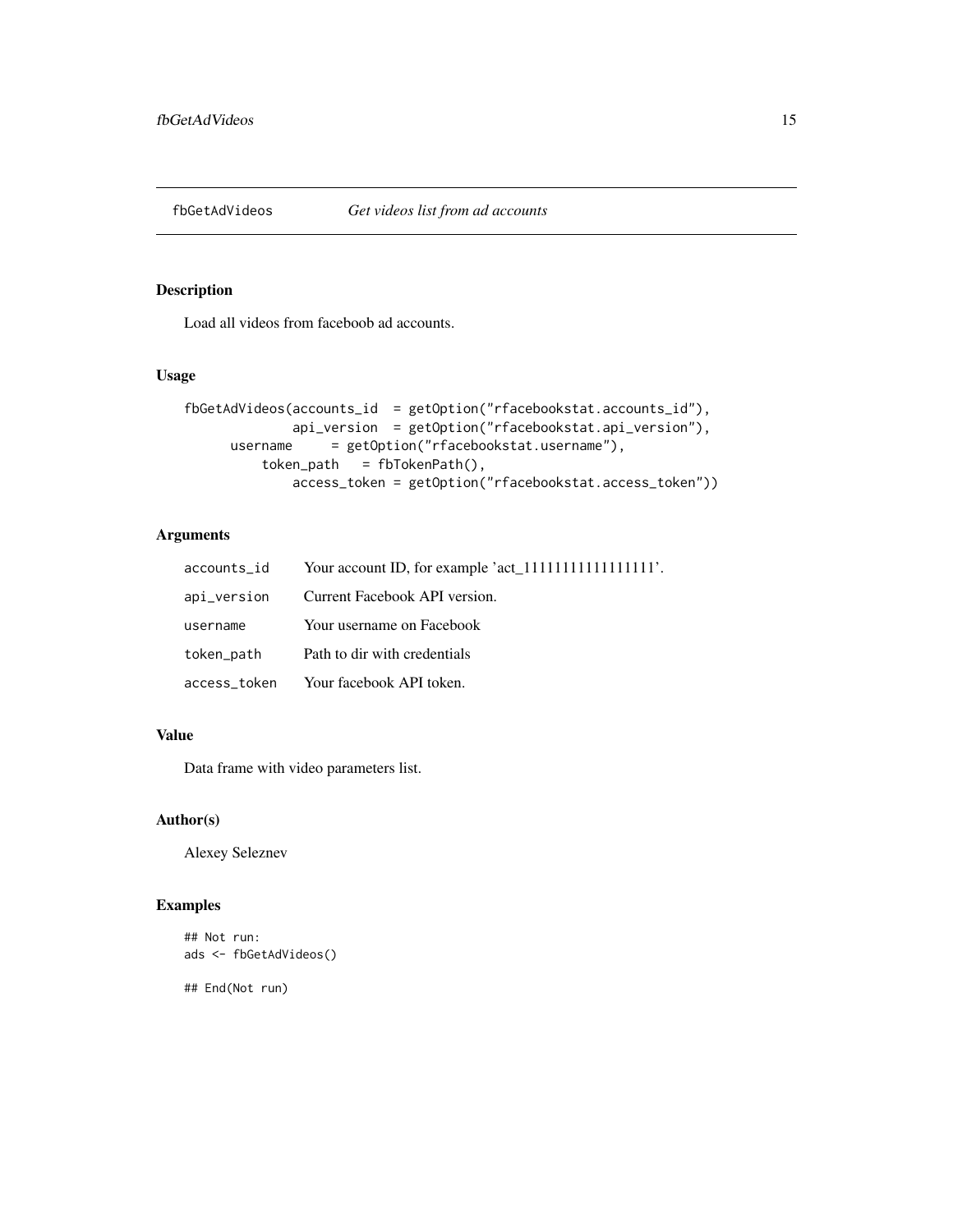# fbGetAdVideos *Get videos list from ad accounts*

## Description

Load all videos from faceboob ad accounts.

## Usage

```
fbGetAdVideos(accounts_id  = getOption("rfacebookstat.accounts_id"),
              api_version  = getOption("rfacebookstat.api_version"),
      username     = getOption("rfacebookstat.username"),
          token_path   = fbTokenPath(),
              access_token = getOption("rfacebookstat.access_token"))
```

## Arguments

| | |
|---|---|
| `accounts_id` | Your account ID, for example 'act_1111111111111111'. |
| `api_version` | Current Facebook API version. |
| `username` | Your username on Facebook |
| `token_path` | Path to dir with credentials |
| `access_token` | Your facebook API token. |

## Value

Data frame with video parameters list.

## Author(s)

Alexey Seleznev

## Examples

```
## Not run:
ads <- fbGetAdVideos()

## End(Not run)
```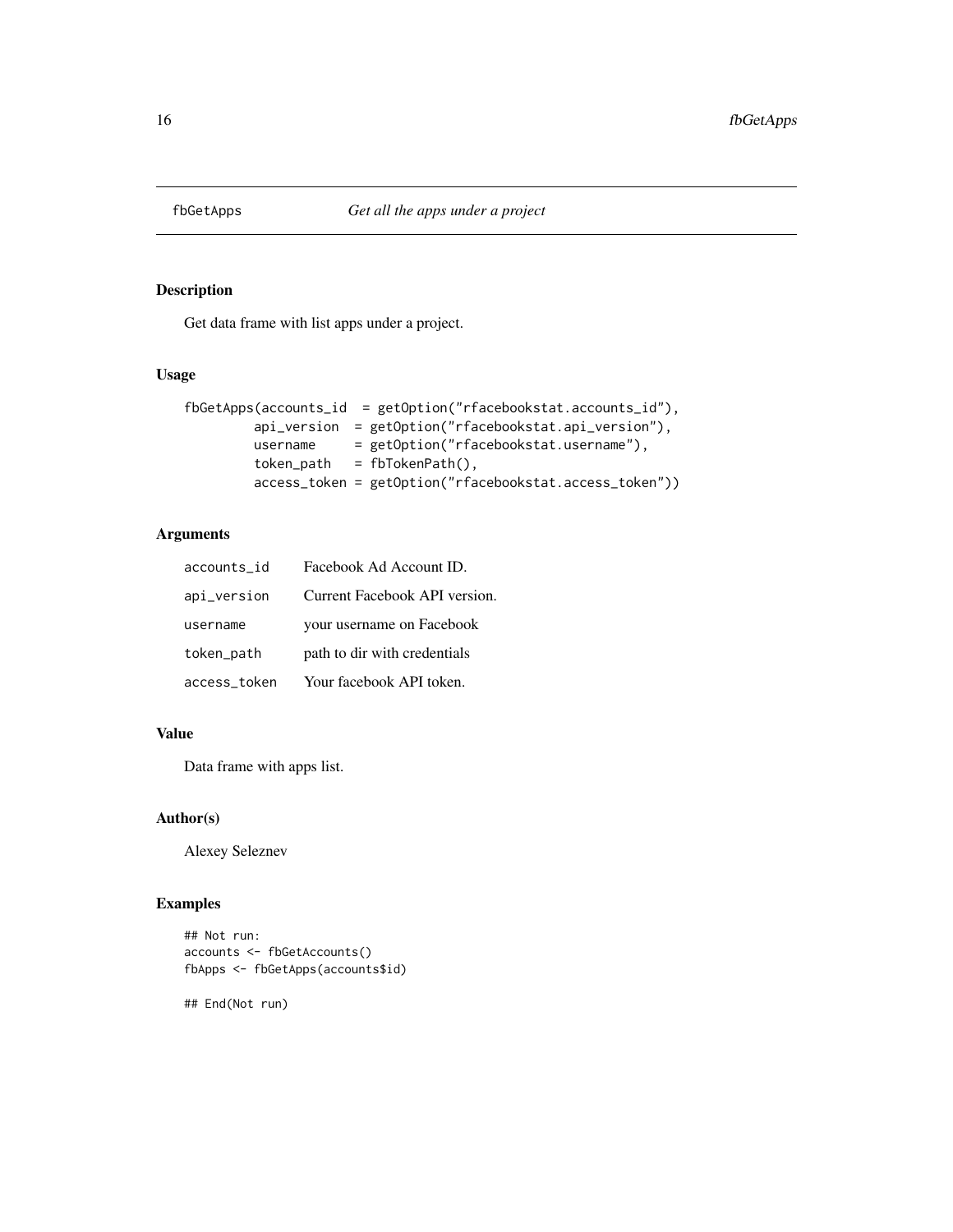## fbGetApps — *Get all the apps under a project*

### Description

Get data frame with list apps under a project.

### Usage

```
fbGetApps(accounts_id  = getOption("rfacebookstat.accounts_id"),
         api_version  = getOption("rfacebookstat.api_version"),
         username     = getOption("rfacebookstat.username"),
         token_path   = fbTokenPath(),
         access_token = getOption("rfacebookstat.access_token"))
```

### Arguments

| | |
|---|---|
| `accounts_id` | Facebook Ad Account ID. |
| `api_version` | Current Facebook API version. |
| `username` | your username on Facebook |
| `token_path` | path to dir with credentials |
| `access_token` | Your facebook API token. |

### Value

Data frame with apps list.

### Author(s)

Alexey Seleznev

### Examples

```
## Not run:
accounts <- fbGetAccounts()
fbApps <- fbGetApps(accounts$id)

## End(Not run)
```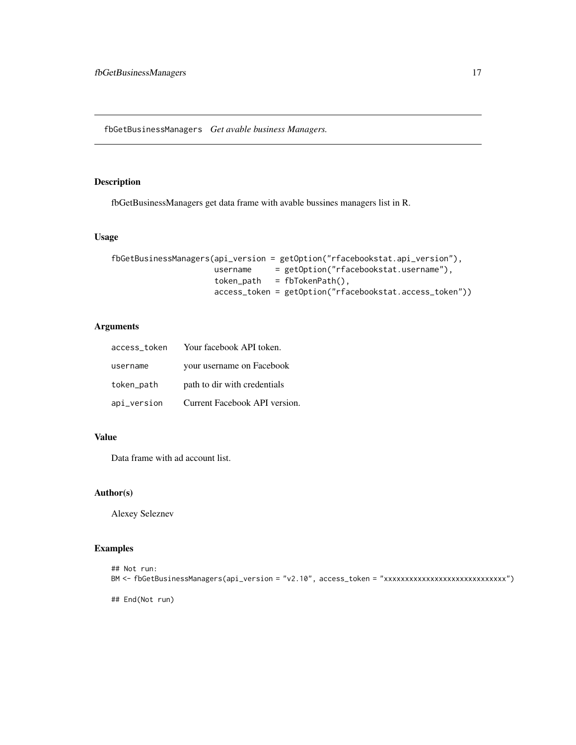fbGetBusinessManagers *Get avable business Managers.*

## Description

fbGetBusinessManagers get data frame with avable bussines managers list in R.

## Usage

```
fbGetBusinessManagers(api_version = getOption("rfacebookstat.api_version"),
                      username     = getOption("rfacebookstat.username"),
                      token_path   = fbTokenPath(),
                      access_token = getOption("rfacebookstat.access_token"))
```

## Arguments

| | |
|---|---|
| access_token | Your facebook API token. |
| username | your username on Facebook |
| token_path | path to dir with credentials |
| api_version | Current Facebook API version. |

## Value

Data frame with ad account list.

## Author(s)

Alexey Seleznev

## Examples

```
## Not run:
BM <- fbGetBusinessManagers(api_version = "v2.10", access_token = "xxxxxxxxxxxxxxxxxxxxxxxxxxxxx")

## End(Not run)
```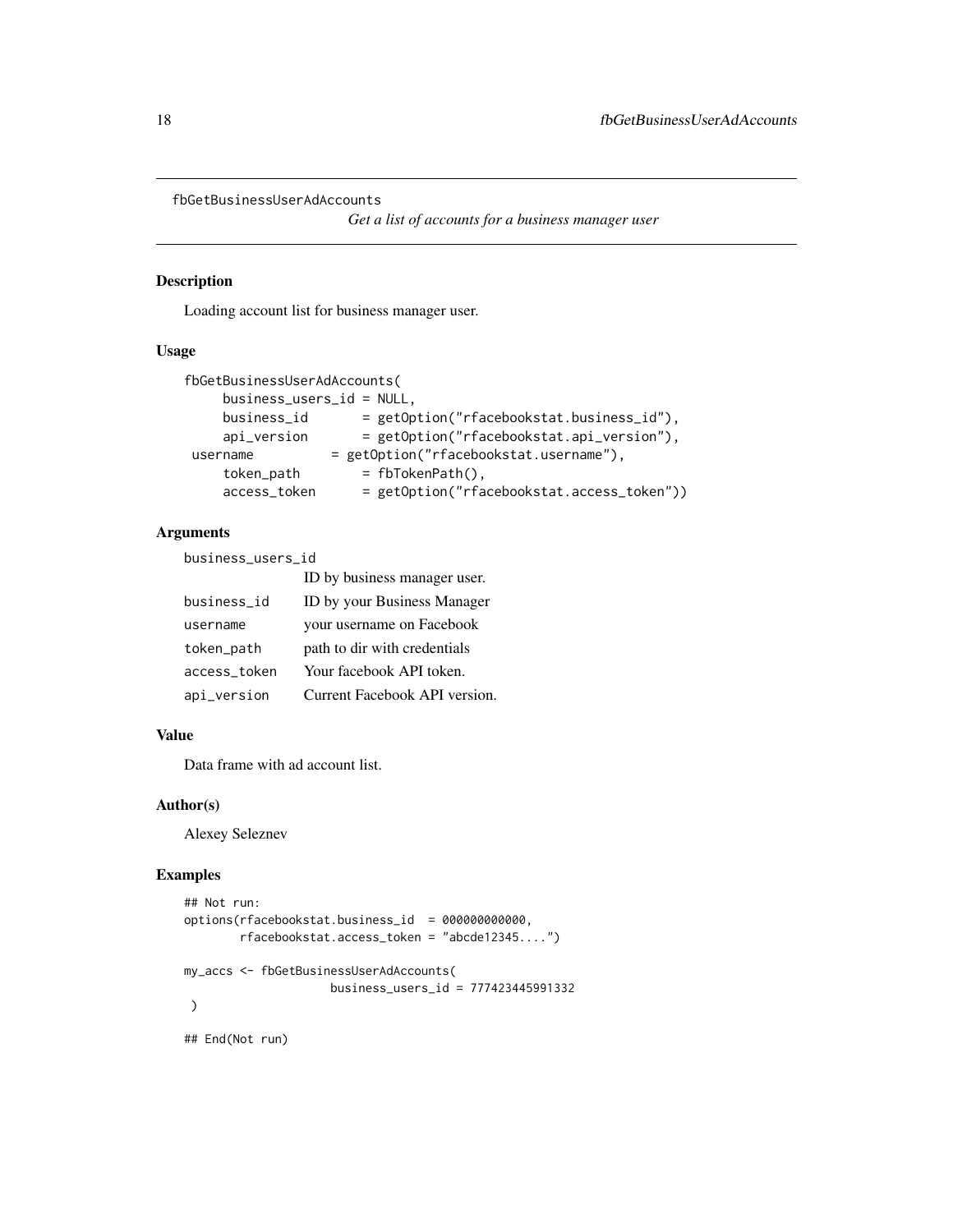`fbGetBusinessUserAdAccounts`

*Get a list of accounts for a business manager user*

## Description

Loading account list for business manager user.

## Usage

```
fbGetBusinessUserAdAccounts(
     business_users_id = NULL,
     business_id       = getOption("rfacebookstat.business_id"),
     api_version       = getOption("rfacebookstat.api_version"),
 username          = getOption("rfacebookstat.username"),
     token_path        = fbTokenPath(),
     access_token      = getOption("rfacebookstat.access_token"))
```

## Arguments

| | |
|---|---|
| `business_users_id` | ID by business manager user. |
| `business_id` | ID by your Business Manager |
| `username` | your username on Facebook |
| `token_path` | path to dir with credentials |
| `access_token` | Your facebook API token. |
| `api_version` | Current Facebook API version. |

## Value

Data frame with ad account list.

## Author(s)

Alexey Seleznev

## Examples

```
## Not run:
options(rfacebookstat.business_id  = 000000000000,
        rfacebookstat.access_token = "abcde12345....")

my_accs <- fbGetBusinessUserAdAccounts(
                   business_users_id = 777423445991332
 )

## End(Not run)
```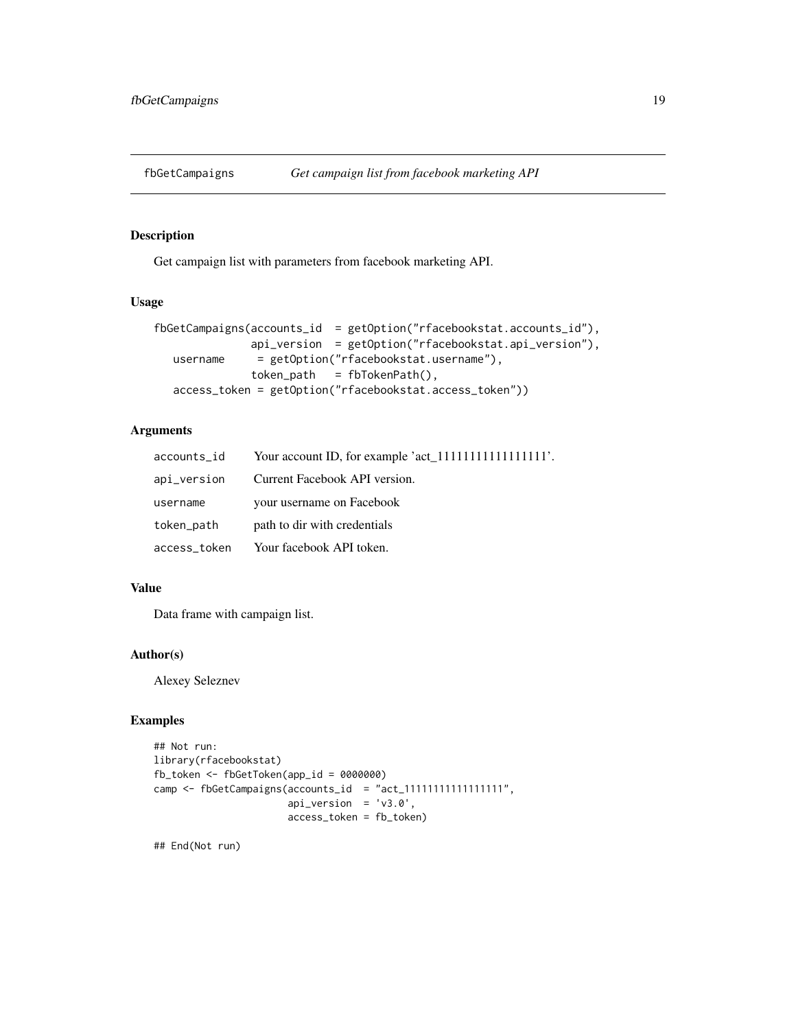# fbGetCampaigns — *Get campaign list from facebook marketing API*

## Description

Get campaign list with parameters from facebook marketing API.

## Usage

```
fbGetCampaigns(accounts_id  = getOption("rfacebookstat.accounts_id"),
               api_version  = getOption("rfacebookstat.api_version"),
    username     = getOption("rfacebookstat.username"),
               token_path   = fbTokenPath(),
    access_token = getOption("rfacebookstat.access_token"))
```

## Arguments

| | |
|---|---|
| accounts_id | Your account ID, for example 'act_1111111111111111'. |
| api_version | Current Facebook API version. |
| username | your username on Facebook |
| token_path | path to dir with credentials |
| access_token | Your facebook API token. |

## Value

Data frame with campaign list.

## Author(s)

Alexey Seleznev

## Examples

```
## Not run:
library(rfacebookstat)
fb_token <- fbGetToken(app_id = 0000000)
camp <- fbGetCampaigns(accounts_id  = "act_1111111111111111",
                       api_version  = 'v3.0',
                       access_token = fb_token)

## End(Not run)
```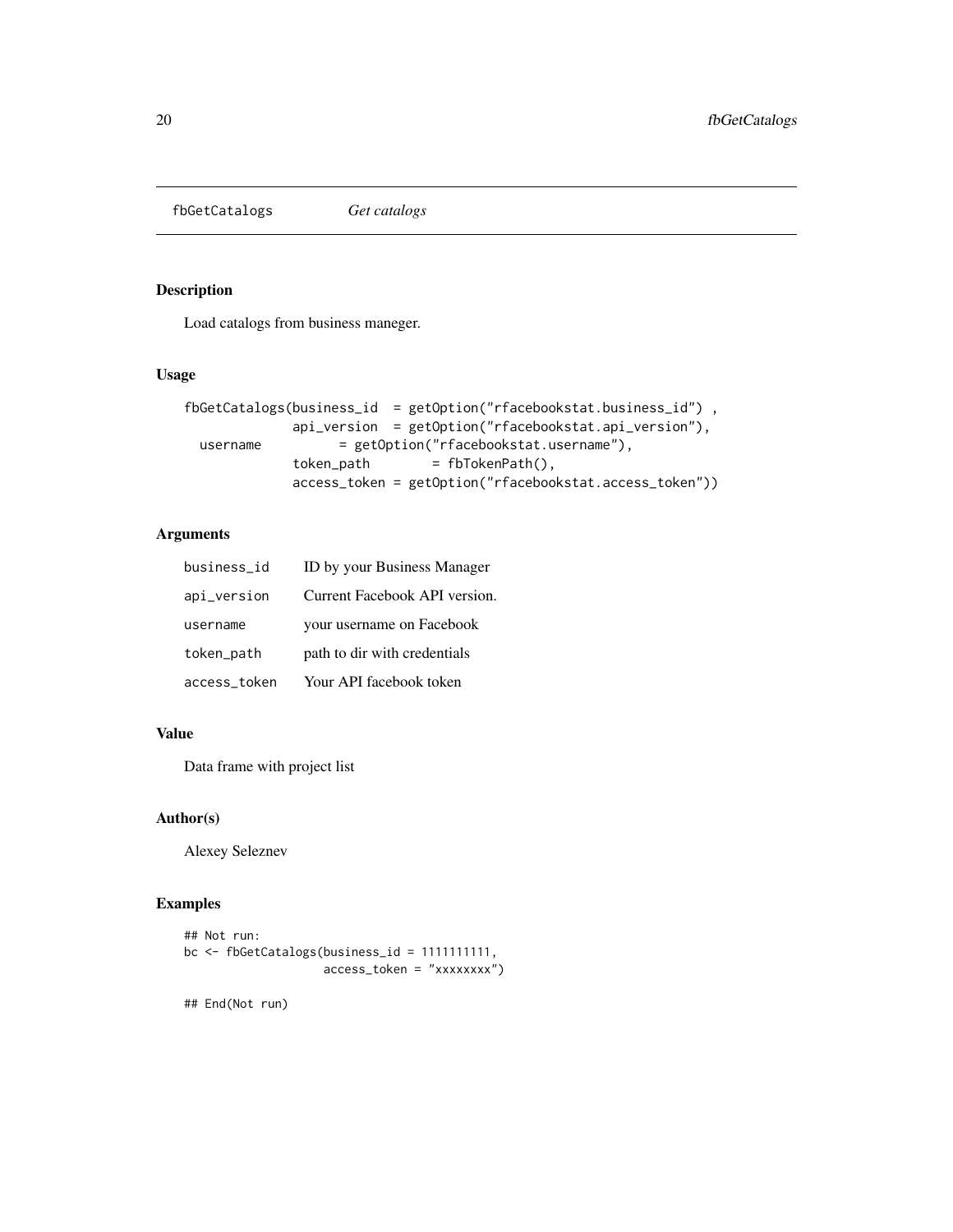## fbGetCatalogs *Get catalogs*

### Description

Load catalogs from business maneger.

### Usage

```
fbGetCatalogs(business_id  = getOption("rfacebookstat.business_id") ,
              api_version  = getOption("rfacebookstat.api_version"),
  username          = getOption("rfacebookstat.username"),
              token_path        = fbTokenPath(),
              access_token = getOption("rfacebookstat.access_token"))
```

### Arguments

| | |
|---|---|
| business_id | ID by your Business Manager |
| api_version | Current Facebook API version. |
| username | your username on Facebook |
| token_path | path to dir with credentials |
| access_token | Your API facebook token |

### Value

Data frame with project list

### Author(s)

Alexey Seleznev

### Examples

```
## Not run:
bc <- fbGetCatalogs(business_id = 1111111111,
                    access_token = "xxxxxxxx")

## End(Not run)
```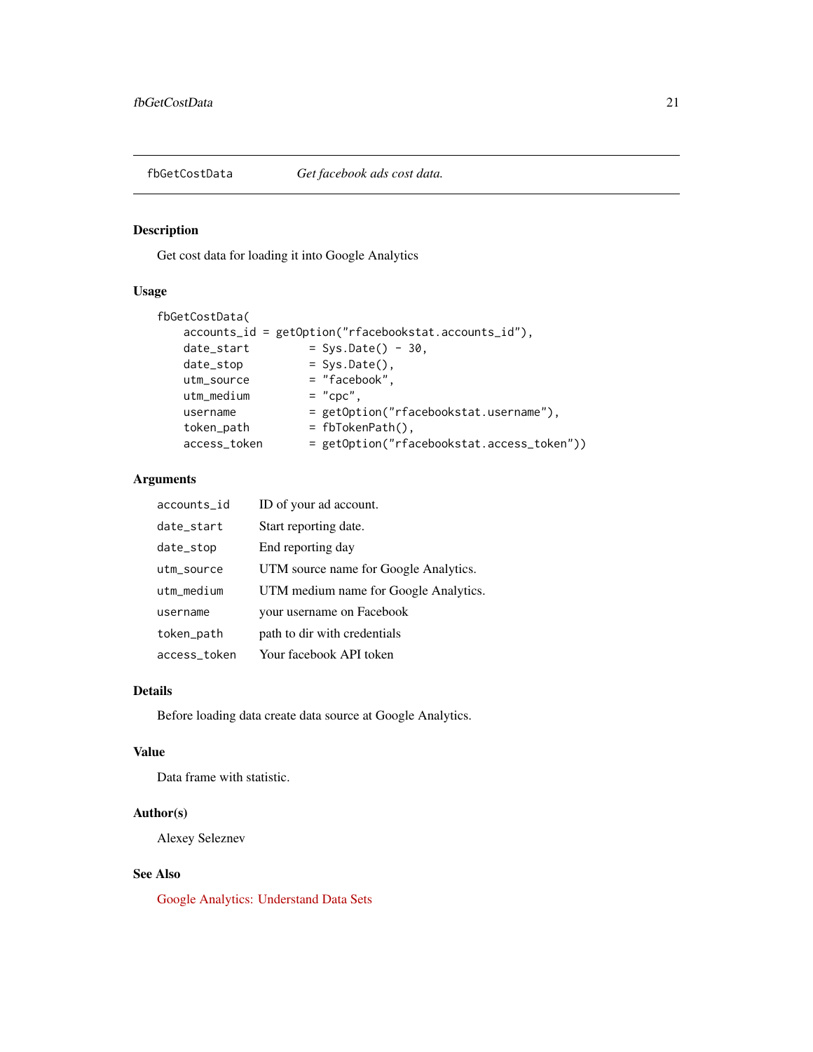## fbGetCostData *Get facebook ads cost data.*

### Description

Get cost data for loading it into Google Analytics

### Usage

```
fbGetCostData(
    accounts_id = getOption("rfacebookstat.accounts_id"),
    date_start         = Sys.Date() - 30,
    date_stop          = Sys.Date(),
    utm_source         = "facebook",
    utm_medium         = "cpc",
    username           = getOption("rfacebookstat.username"),
    token_path         = fbTokenPath(),
    access_token       = getOption("rfacebookstat.access_token"))
```

### Arguments

| | |
|---|---|
| accounts_id | ID of your ad account. |
| date_start | Start reporting date. |
| date_stop | End reporting day |
| utm_source | UTM source name for Google Analytics. |
| utm_medium | UTM medium name for Google Analytics. |
| username | your username on Facebook |
| token_path | path to dir with credentials |
| access_token | Your facebook API token |

### Details

Before loading data create data source at Google Analytics.

### Value

Data frame with statistic.

### Author(s)

Alexey Seleznev

### See Also

Google Analytics: Understand Data Sets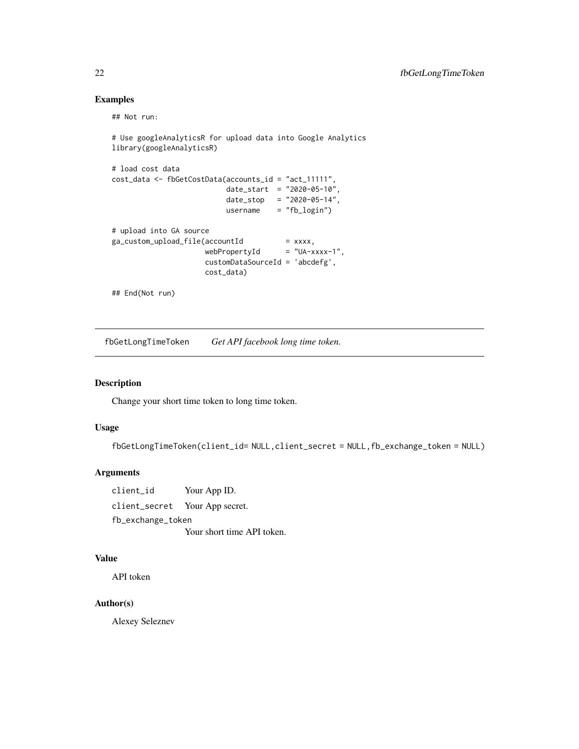## Examples

```
## Not run:

# Use googleAnalyticsR for upload data into Google Analytics
library(googleAnalyticsR)

# load cost data
cost_data <- fbGetCostData(accounts_id = "act_11111",
                           date_start  = "2020-05-10",
                           date_stop   = "2020-05-14",
                           username    = "fb_login")

# upload into GA source
ga_custom_upload_file(accountId          = xxxx,
                      webPropertyId      = "UA-xxxx-1",
                      customDataSourceId = 'abcdefg',
                      cost_data)

## End(Not run)
```

---

`fbGetLongTimeToken` *Get API facebook long time token.*

---

## Description

Change your short time token to long time token.

## Usage

```
fbGetLongTimeToken(client_id= NULL,client_secret = NULL,fb_exchange_token = NULL)
```

## Arguments

`client_id` Your App ID.

`client_secret` Your App secret.

`fb_exchange_token` Your short time API token.

## Value

API token

## Author(s)

Alexey Seleznev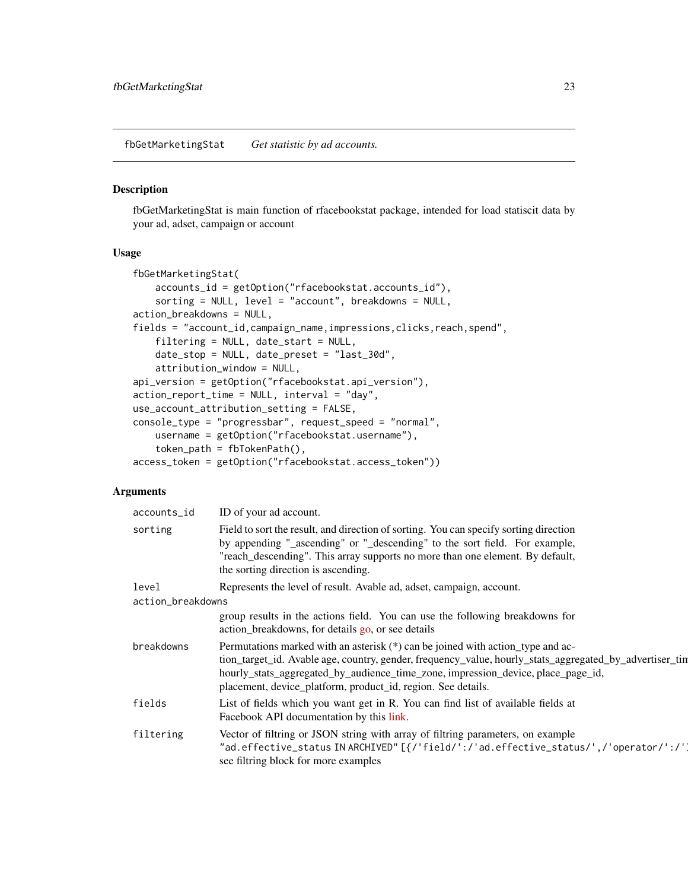## fbGetMarketingStat — *Get statistic by ad accounts.*

### Description

fbGetMarketingStat is main function of rfacebookstat package, intended for load statiscit data by your ad, adset, campaign or account

### Usage

```
fbGetMarketingStat(
    accounts_id = getOption("rfacebookstat.accounts_id"),
    sorting = NULL, level = "account", breakdowns = NULL,
action_breakdowns = NULL,
fields = "account_id,campaign_name,impressions,clicks,reach,spend",
    filtering = NULL, date_start = NULL,
    date_stop = NULL, date_preset = "last_30d",
    attribution_window = NULL,
api_version = getOption("rfacebookstat.api_version"),
action_report_time = NULL, interval = "day",
use_account_attribution_setting = FALSE,
console_type = "progressbar", request_speed = "normal",
    username = getOption("rfacebookstat.username"),
    token_path = fbTokenPath(),
access_token = getOption("rfacebookstat.access_token"))
```

### Arguments

| | |
|---|---|
| `accounts_id` | ID of your ad account. |
| `sorting` | Field to sort the result, and direction of sorting. You can specify sorting direction by appending "_ascending" or "_descending" to the sort field. For example, "reach_descending". This array supports no more than one element. By default, the sorting direction is ascending. |
| `level` | Represents the level of result. Avable ad, adset, campaign, account. |
| `action_breakdowns` | group results in the actions field. You can use the following breakdowns for action_breakdowns, for details go, or see details |
| `breakdowns` | Permutations marked with an asterisk (*) can be joined with action_type and action_target_id. Avable age, country, gender, frequency_value, hourly_stats_aggregated_by_advertiser_tim hourly_stats_aggregated_by_audience_time_zone, impression_device, place_page_id, placement, device_platform, product_id, region. See details. |
| `fields` | List of fields which you want get in R. You can find list of available fields at Facebook API documentation by this link. |
| `filtering` | Vector of filtring or JSON string with array of filtring parameters, on example `"ad.effective_status IN ARCHIVED"` `[{/'field/':/'ad.effective_status/',/'operator/':/'` see filtring block for more examples |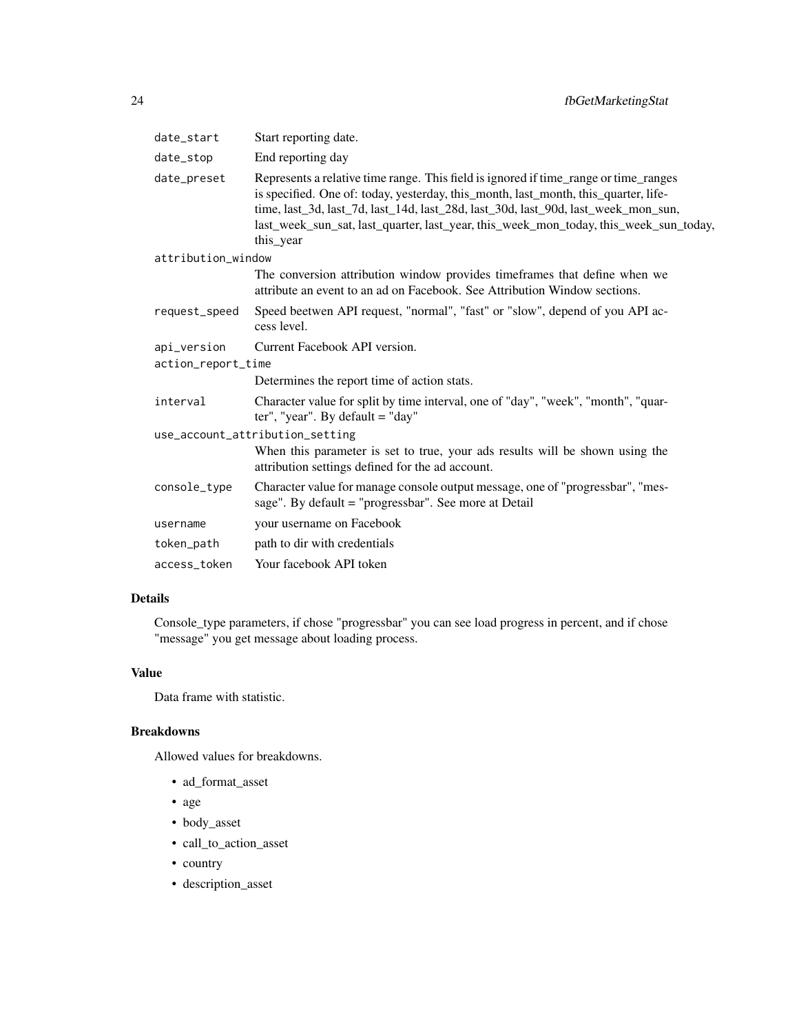| | |
|---|---|
| `date_start` | Start reporting date. |
| `date_stop` | End reporting day |
| `date_preset` | Represents a relative time range. This field is ignored if time_range or time_ranges is specified. One of: today, yesterday, this_month, last_month, this_quarter, lifetime, last_3d, last_7d, last_14d, last_28d, last_30d, last_90d, last_week_mon_sun, last_week_sun_sat, last_quarter, last_year, this_week_mon_today, this_week_sun_today, this_year |
| `attribution_window` | The conversion attribution window provides timeframes that define when we attribute an event to an ad on Facebook. See Attribution Window sections. |
| `request_speed` | Speed beetwen API request, "normal", "fast" or "slow", depend of you API access level. |
| `api_version` | Current Facebook API version. |
| `action_report_time` | Determines the report time of action stats. |
| `interval` | Character value for split by time interval, one of "day", "week", "month", "quarter", "year". By default = "day" |
| `use_account_attribution_setting` | When this parameter is set to true, your ads results will be shown using the attribution settings defined for the ad account. |
| `console_type` | Character value for manage console output message, one of "progressbar", "message". By default = "progressbar". See more at Detail |
| `username` | your username on Facebook |
| `token_path` | path to dir with credentials |
| `access_token` | Your facebook API token |

## Details

Console_type parameters, if chose "progressbar" you can see load progress in percent, and if chose "message" you get message about loading process.

## Value

Data frame with statistic.

## Breakdowns

Allowed values for breakdowns.

- ad_format_asset
- age
- body_asset
- call_to_action_asset
- country
- description_asset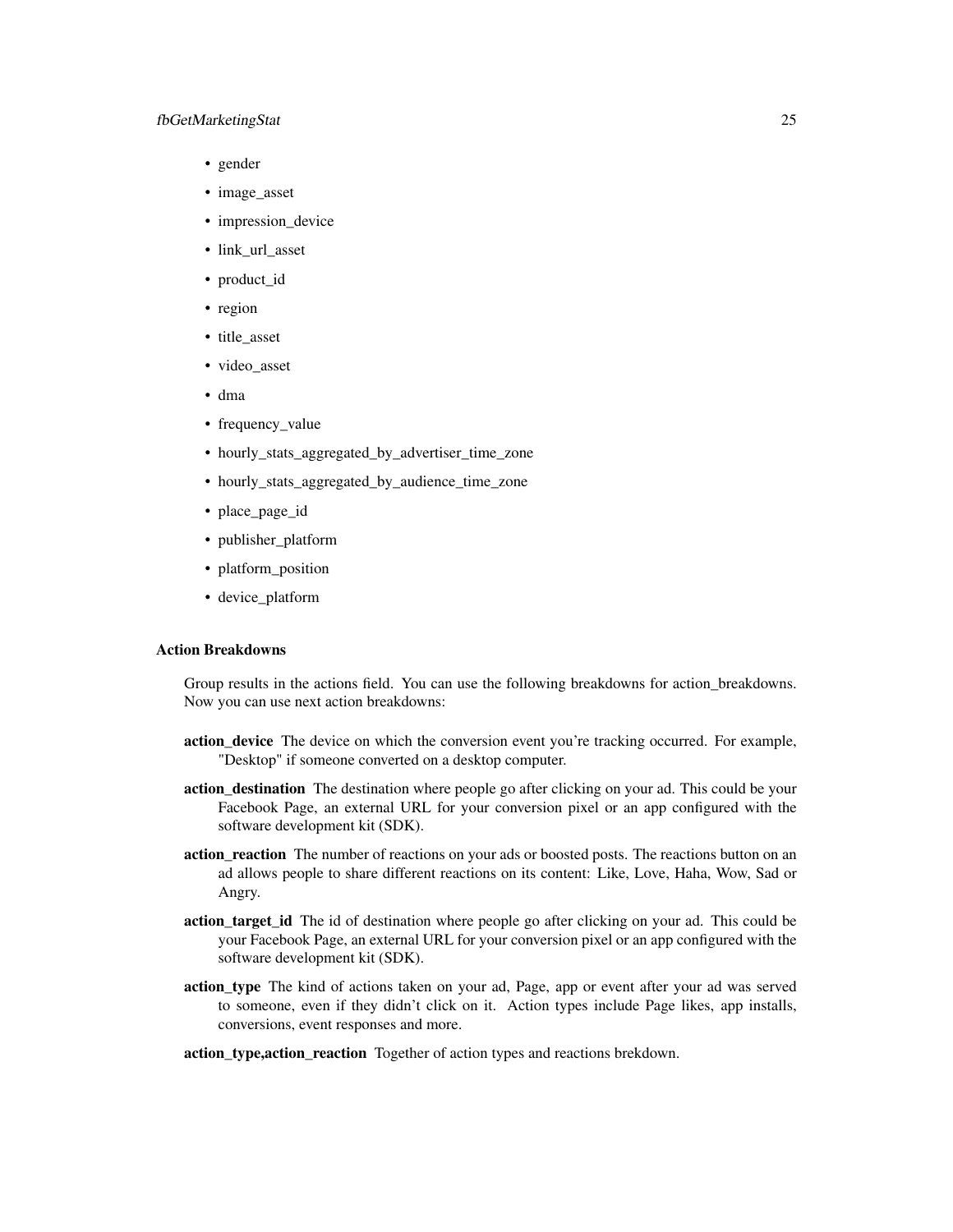- gender
- image_asset
- impression_device
- link_url_asset
- product_id
- region
- title_asset
- video_asset
- dma
- frequency_value
- hourly_stats_aggregated_by_advertiser_time_zone
- hourly_stats_aggregated_by_audience_time_zone
- place_page_id
- publisher_platform
- platform_position
- device_platform

### Action Breakdowns

Group results in the actions field. You can use the following breakdowns for action_breakdowns. Now you can use next action breakdowns:

**action_device** The device on which the conversion event you're tracking occurred. For example, "Desktop" if someone converted on a desktop computer.

**action_destination** The destination where people go after clicking on your ad. This could be your Facebook Page, an external URL for your conversion pixel or an app configured with the software development kit (SDK).

**action_reaction** The number of reactions on your ads or boosted posts. The reactions button on an ad allows people to share different reactions on its content: Like, Love, Haha, Wow, Sad or Angry.

**action_target_id** The id of destination where people go after clicking on your ad. This could be your Facebook Page, an external URL for your conversion pixel or an app configured with the software development kit (SDK).

**action_type** The kind of actions taken on your ad, Page, app or event after your ad was served to someone, even if they didn't click on it. Action types include Page likes, app installs, conversions, event responses and more.

**action_type,action_reaction** Together of action types and reactions brekdown.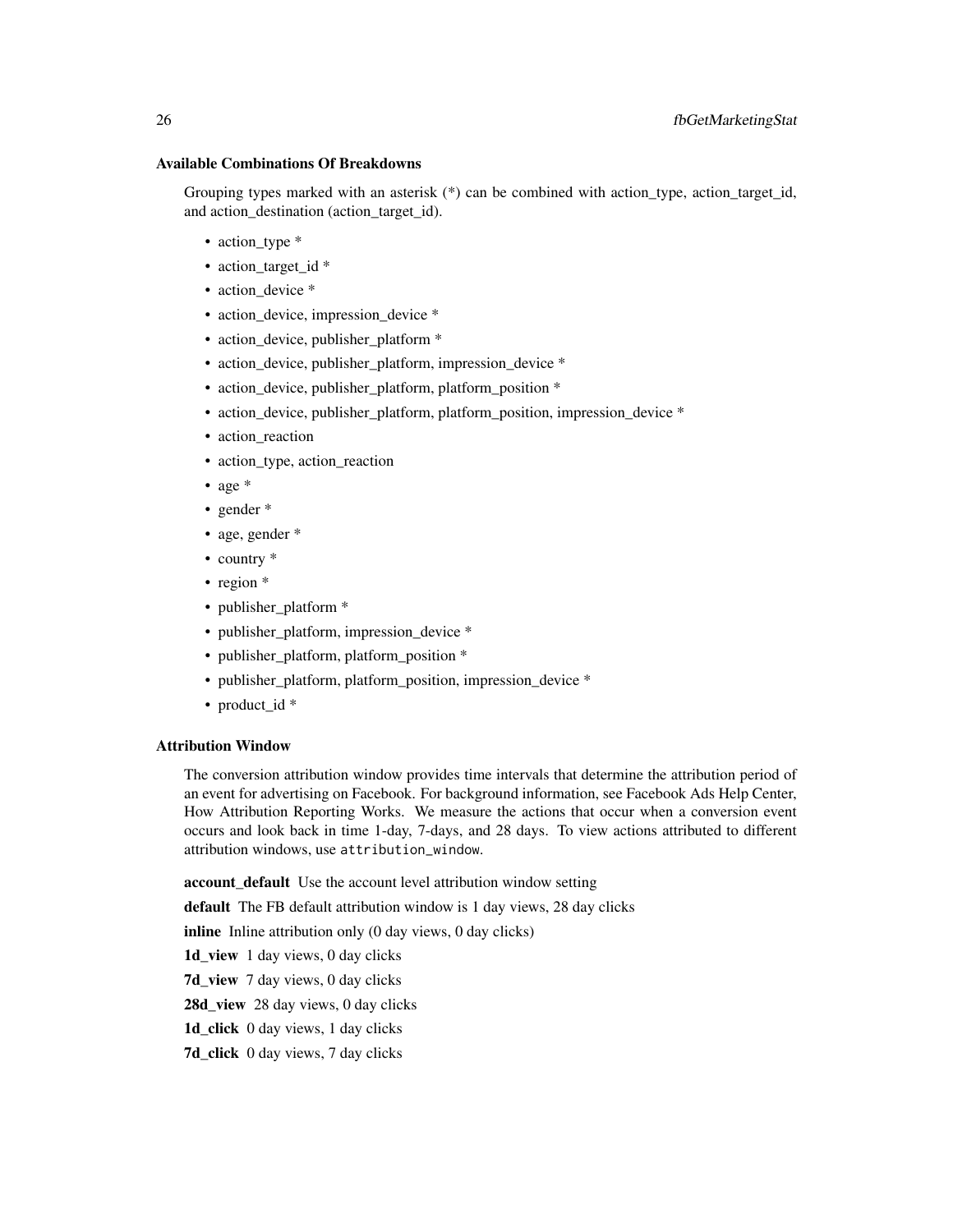### Available Combinations Of Breakdowns

Grouping types marked with an asterisk (*) can be combined with action_type, action_target_id, and action_destination (action_target_id).

- action_type *
- action_target_id *
- action_device *
- action_device, impression_device *
- action_device, publisher_platform *
- action_device, publisher_platform, impression_device *
- action_device, publisher_platform, platform_position *
- action_device, publisher_platform, platform_position, impression_device *
- action_reaction
- action_type, action_reaction
- age *
- gender *
- age, gender *
- country *
- region *
- publisher_platform *
- publisher_platform, impression_device *
- publisher_platform, platform_position *
- publisher_platform, platform_position, impression_device *
- product_id *

### Attribution Window

The conversion attribution window provides time intervals that determine the attribution period of an event for advertising on Facebook. For background information, see Facebook Ads Help Center, How Attribution Reporting Works. We measure the actions that occur when a conversion event occurs and look back in time 1-day, 7-days, and 28 days. To view actions attributed to different attribution windows, use `attribution_window`.

**account_default** Use the account level attribution window setting

**default** The FB default attribution window is 1 day views, 28 day clicks

**inline** Inline attribution only (0 day views, 0 day clicks)

**1d_view** 1 day views, 0 day clicks

**7d_view** 7 day views, 0 day clicks

**28d_view** 28 day views, 0 day clicks

**1d_click** 0 day views, 1 day clicks

**7d_click** 0 day views, 7 day clicks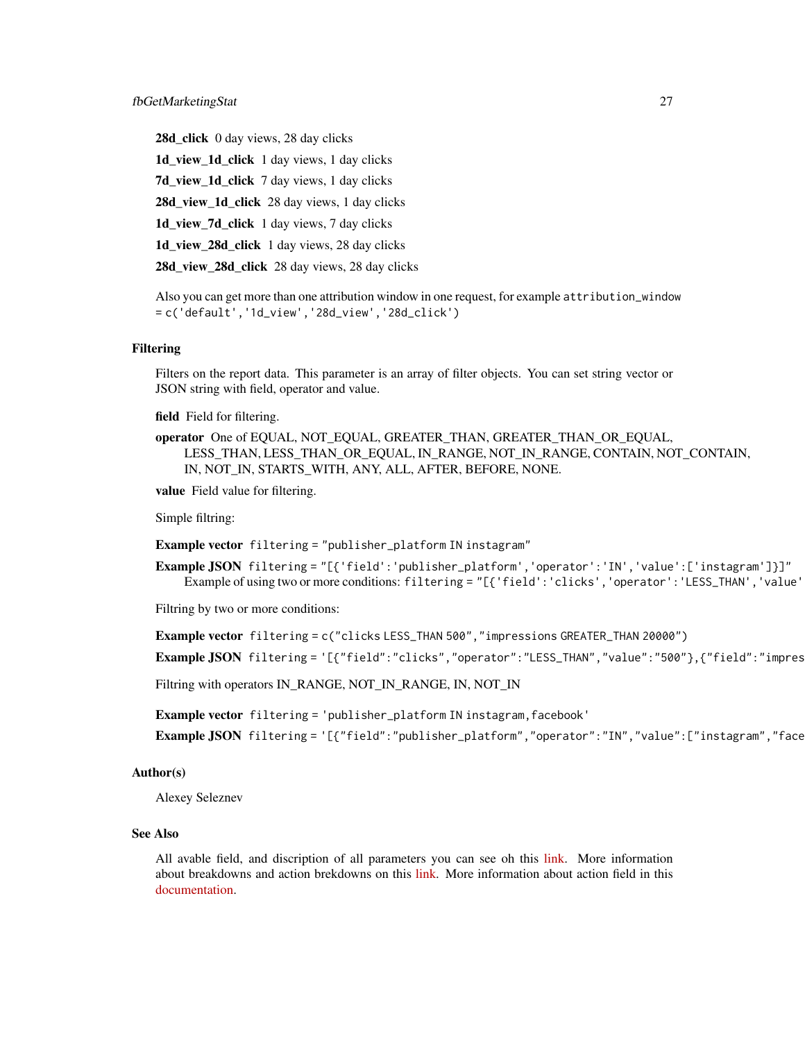**28d_click** 0 day views, 28 day clicks

**1d_view_1d_click** 1 day views, 1 day clicks

**7d_view_1d_click** 7 day views, 1 day clicks

**28d_view_1d_click** 28 day views, 1 day clicks

**1d_view_7d_click** 1 day views, 7 day clicks

**1d_view_28d_click** 1 day views, 28 day clicks

**28d_view_28d_click** 28 day views, 28 day clicks

Also you can get more than one attribution window in one request, for example `attribution_window = c('default','1d_view','28d_view','28d_click')`

### Filtering

Filters on the report data. This parameter is an array of filter objects. You can set string vector or JSON string with field, operator and value.

**field** Field for filtering.

**operator** One of EQUAL, NOT_EQUAL, GREATER_THAN, GREATER_THAN_OR_EQUAL, LESS_THAN, LESS_THAN_OR_EQUAL, IN_RANGE, NOT_IN_RANGE, CONTAIN, NOT_CONTAIN, IN, NOT_IN, STARTS_WITH, ANY, ALL, AFTER, BEFORE, NONE.

**value** Field value for filtering.

Simple filtring:

**Example vector** `filtering = "publisher_platform IN instagram"`

**Example JSON** `filtering = "[{'field':'publisher_platform','operator':'IN','value':['instagram']}]"`
Example of using two or more conditions: `filtering = "[{'field':'clicks','operator':'LESS_THAN','value'`

Filtring by two or more conditions:

**Example vector** `filtering = c("clicks LESS_THAN 500","impressions GREATER_THAN 20000")`

**Example JSON** `filtering = '[{"field":"clicks","operator":"LESS_THAN","value":"500"},{"field":"impres`

Filtring with operators IN_RANGE, NOT_IN_RANGE, IN, NOT_IN

**Example vector** `filtering = 'publisher_platform IN instagram,facebook'`

**Example JSON** `filtering = '[{"field":"publisher_platform","operator":"IN","value":["instagram","face`

### Author(s)

Alexey Seleznev

### See Also

All avable field, and discription of all parameters you can see oh this link. More information about breakdowns and action brekdowns on this link. More information about action field in this documentation.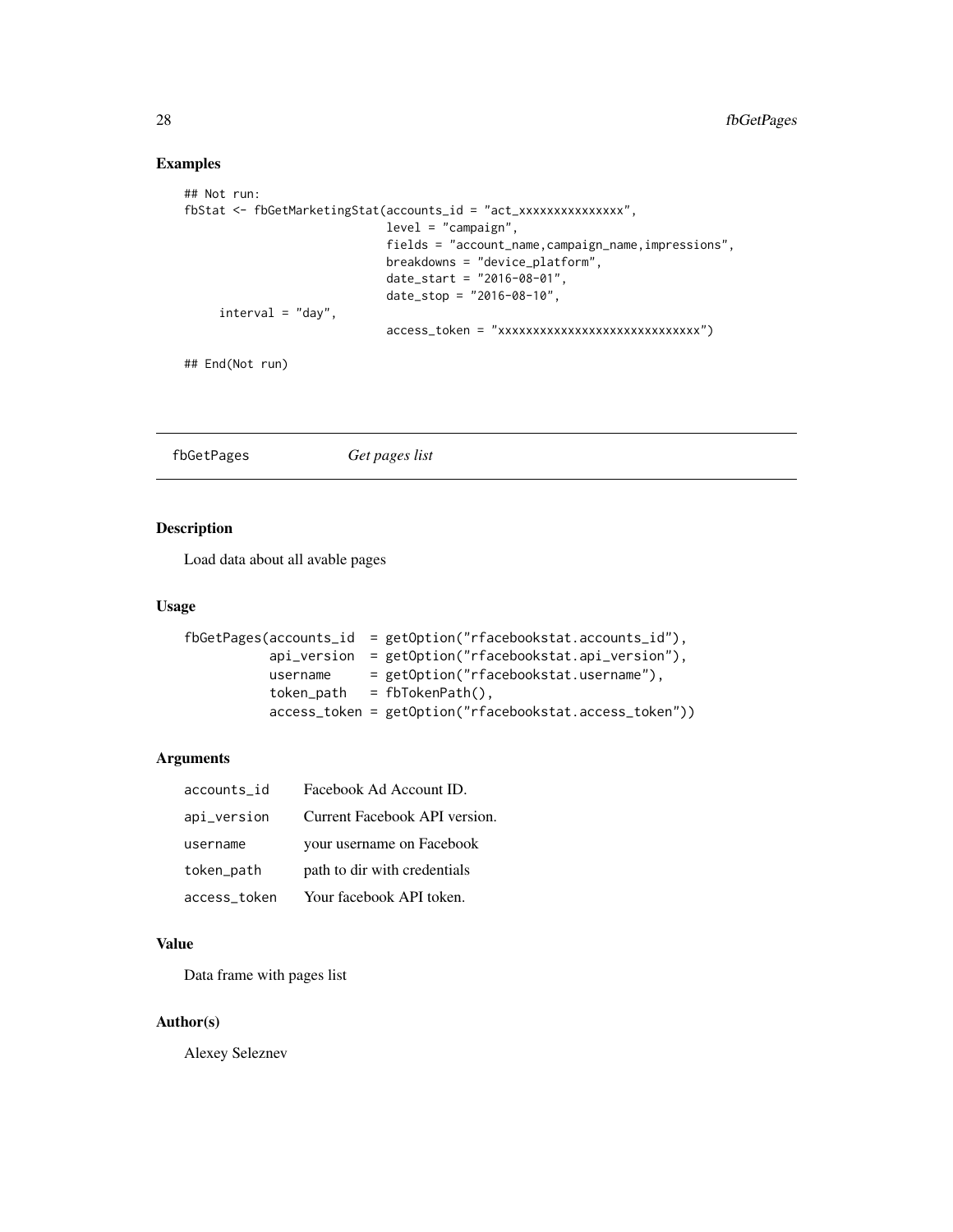## Examples

```
## Not run:
fbStat <- fbGetMarketingStat(accounts_id = "act_xxxxxxxxxxxxxxx",
                             level = "campaign",
                             fields = "account_name,campaign_name,impressions",
                             breakdowns = "device_platform",
                             date_start = "2016-08-01",
                             date_stop = "2016-08-10",
     interval = "day",
                             access_token = "xxxxxxxxxxxxxxxxxxxxxxxxxxxx")

## End(Not run)
```

# fbGetPages *Get pages list*

## Description

Load data about all avable pages

## Usage

```
fbGetPages(accounts_id  = getOption("rfacebookstat.accounts_id"),
           api_version  = getOption("rfacebookstat.api_version"),
           username     = getOption("rfacebookstat.username"),
           token_path   = fbTokenPath(),
           access_token = getOption("rfacebookstat.access_token"))
```

## Arguments

| | |
|---|---|
| accounts_id | Facebook Ad Account ID. |
| api_version | Current Facebook API version. |
| username | your username on Facebook |
| token_path | path to dir with credentials |
| access_token | Your facebook API token. |

## Value

Data frame with pages list

## Author(s)

Alexey Seleznev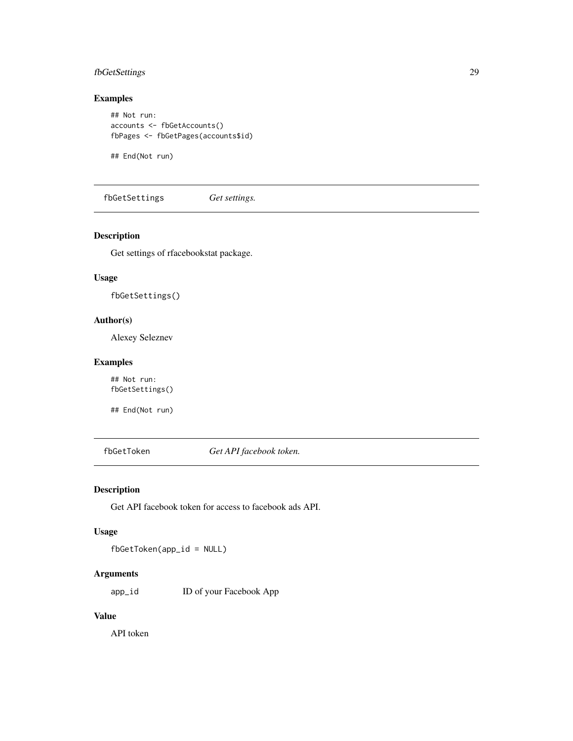## Examples

```
## Not run:
accounts <- fbGetAccounts()
fbPages <- fbGetPages(accounts$id)

## End(Not run)
```

# fbGetSettings *Get settings.*

## Description

Get settings of rfacebookstat package.

## Usage

```
fbGetSettings()
```

## Author(s)

Alexey Seleznev

## Examples

```
## Not run:
fbGetSettings()

## End(Not run)
```

# fbGetToken *Get API facebook token.*

## Description

Get API facebook token for access to facebook ads API.

## Usage

```
fbGetToken(app_id = NULL)
```

## Arguments

| | |
|---|---|
| app_id | ID of your Facebook App |

## Value

API token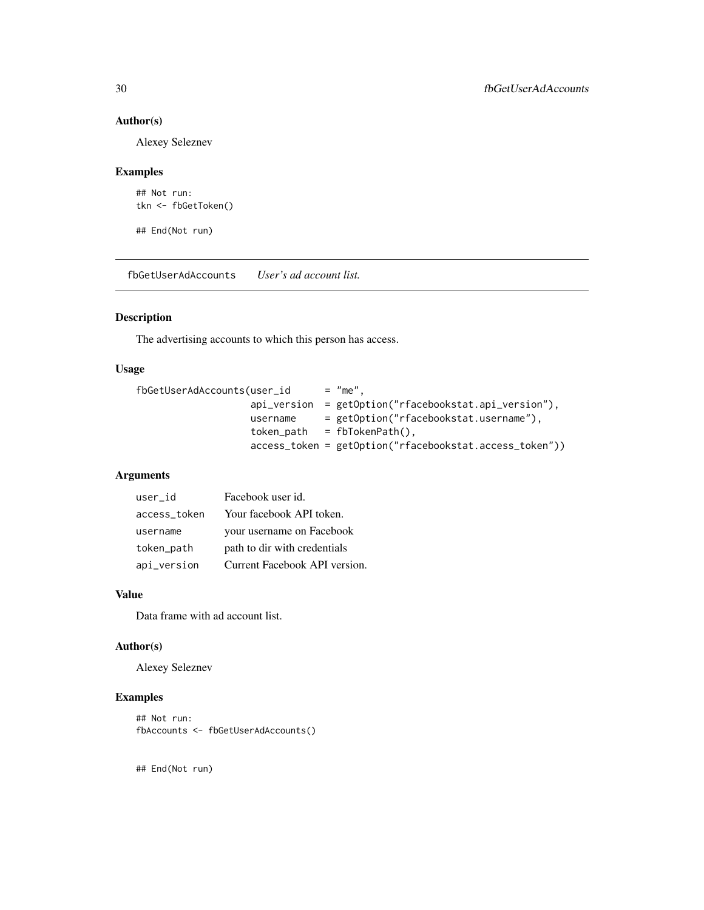### Author(s)

Alexey Seleznev

### Examples

```
## Not run:
tkn <- fbGetToken()

## End(Not run)
```

---

## fbGetUserAdAccounts    *User's ad account list.*

---

### Description

The advertising accounts to which this person has access.

### Usage

```
fbGetUserAdAccounts(user_id      = "me",
                    api_version  = getOption("rfacebookstat.api_version"),
                    username     = getOption("rfacebookstat.username"),
                    token_path   = fbTokenPath(),
                    access_token = getOption("rfacebookstat.access_token"))
```

### Arguments

| | |
|---|---|
| user_id | Facebook user id. |
| access_token | Your facebook API token. |
| username | your username on Facebook |
| token_path | path to dir with credentials |
| api_version | Current Facebook API version. |

### Value

Data frame with ad account list.

### Author(s)

Alexey Seleznev

### Examples

```
## Not run:
fbAccounts <- fbGetUserAdAccounts()


## End(Not run)
```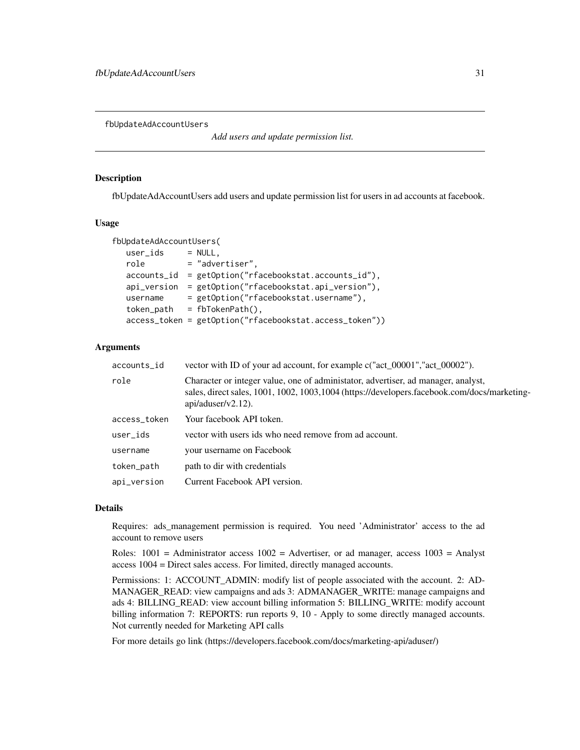fbUpdateAdAccountUsers

*Add users and update permission list.*

## Description

fbUpdateAdAccountUsers add users and update permission list for users in ad accounts at facebook.

## Usage

```
fbUpdateAdAccountUsers(
   user_ids     = NULL,
   role         = "advertiser",
   accounts_id  = getOption("rfacebookstat.accounts_id"),
   api_version  = getOption("rfacebookstat.api_version"),
   username     = getOption("rfacebookstat.username"),
   token_path   = fbTokenPath(),
   access_token = getOption("rfacebookstat.access_token"))
```

## Arguments

| | |
|---|---|
| `accounts_id` | vector with ID of your ad account, for example c("act_00001","act_00002"). |
| `role` | Character or integer value, one of administator, advertiser, ad manager, analyst, sales, direct sales, 1001, 1002, 1003,1004 (https://developers.facebook.com/docs/marketing-api/aduser/v2.12). |
| `access_token` | Your facebook API token. |
| `user_ids` | vector with users ids who need remove from ad account. |
| `username` | your username on Facebook |
| `token_path` | path to dir with credentials |
| `api_version` | Current Facebook API version. |

## Details

Requires: ads_management permission is required. You need 'Administrator' access to the ad account to remove users

Roles: 1001 = Administrator access 1002 = Advertiser, or ad manager, access 1003 = Analyst access 1004 = Direct sales access. For limited, directly managed accounts.

Permissions: 1: ACCOUNT_ADMIN: modify list of people associated with the account. 2: ADMANAGER_READ: view campaigns and ads 3: ADMANAGER_WRITE: manage campaigns and ads 4: BILLING_READ: view account billing information 5: BILLING_WRITE: modify account billing information 7: REPORTS: run reports 9, 10 - Apply to some directly managed accounts. Not currently needed for Marketing API calls

For more details go link (https://developers.facebook.com/docs/marketing-api/aduser/)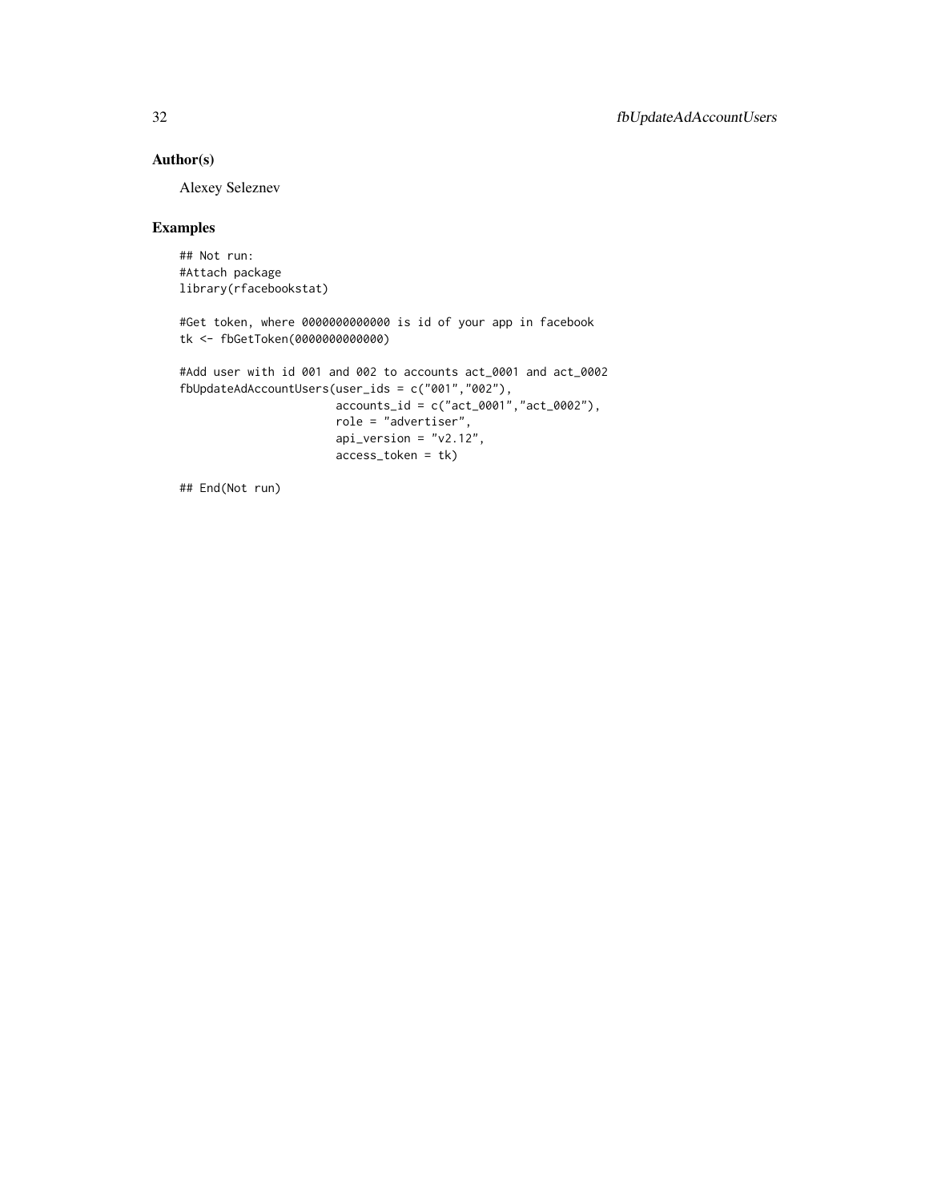## Author(s)

Alexey Seleznev

## Examples

```
## Not run:
#Attach package
library(rfacebookstat)

#Get token, where 0000000000000 is id of your app in facebook
tk <- fbGetToken(0000000000000)

#Add user with id 001 and 002 to accounts act_0001 and act_0002
fbUpdateAdAccountUsers(user_ids = c("001","002"),
                       accounts_id = c("act_0001","act_0002"),
                       role = "advertiser",
                       api_version = "v2.12",
                       access_token = tk)

## End(Not run)
```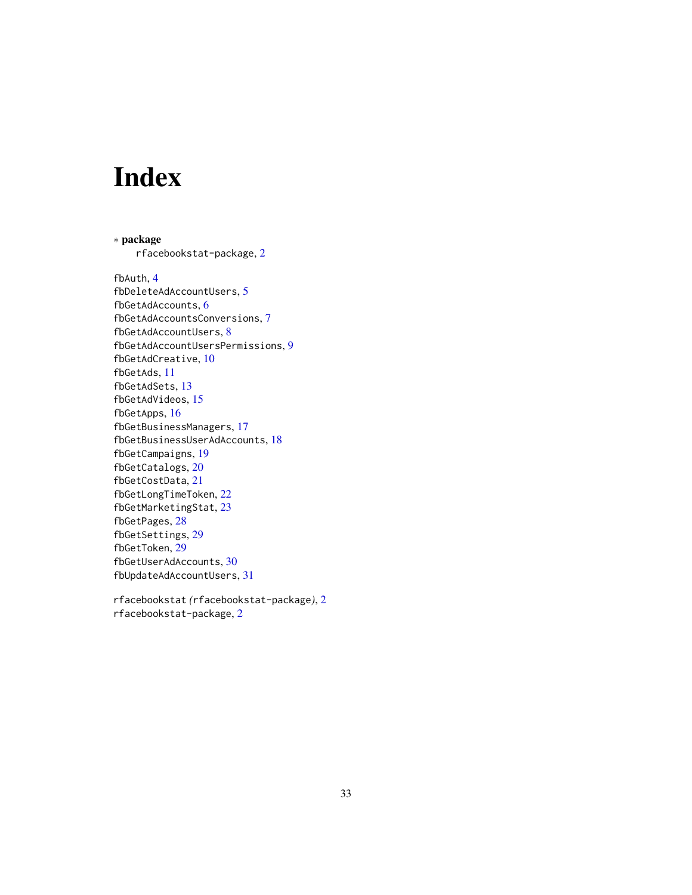# Index

∗ **package**

rfacebookstat-package, 2

fbAuth, 4
fbDeleteAdAccountUsers, 5
fbGetAdAccounts, 6
fbGetAdAccountsConversions, 7
fbGetAdAccountUsers, 8
fbGetAdAccountUsersPermissions, 9
fbGetAdCreative, 10
fbGetAds, 11
fbGetAdSets, 13
fbGetAdVideos, 15
fbGetApps, 16
fbGetBusinessManagers, 17
fbGetBusinessUserAdAccounts, 18
fbGetCampaigns, 19
fbGetCatalogs, 20
fbGetCostData, 21
fbGetLongTimeToken, 22
fbGetMarketingStat, 23
fbGetPages, 28
fbGetSettings, 29
fbGetToken, 29
fbGetUserAdAccounts, 30
fbUpdateAdAccountUsers, 31

rfacebookstat *(*rfacebookstat-package*)*, 2
rfacebookstat-package, 2